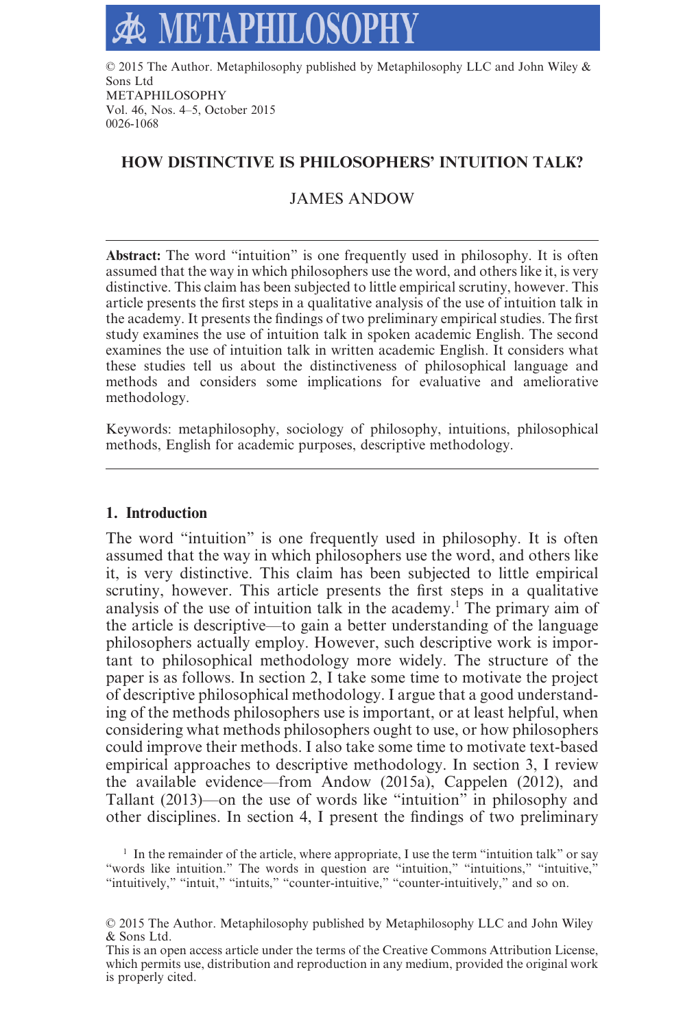© 2015 The Author. Metaphilosophy published by Metaphilosophy LLC and John Wiley & Sons Ltd
METAPHILOSOPHY
Vol. 46, Nos. 4–5, October 2015
0026-1068

# HOW DISTINCTIVE IS PHILOSOPHERS' INTUITION TALK?

JAMES ANDOW

**Abstract:** The word "intuition" is one frequently used in philosophy. It is often assumed that the way in which philosophers use the word, and others like it, is very distinctive. This claim has been subjected to little empirical scrutiny, however. This article presents the first steps in a qualitative analysis of the use of intuition talk in the academy. It presents the findings of two preliminary empirical studies. The first study examines the use of intuition talk in spoken academic English. The second examines the use of intuition talk in written academic English. It considers what these studies tell us about the distinctiveness of philosophical language and methods and considers some implications for evaluative and ameliorative methodology.

Keywords: metaphilosophy, sociology of philosophy, intuitions, philosophical methods, English for academic purposes, descriptive methodology.

## 1. Introduction

The word "intuition" is one frequently used in philosophy. It is often assumed that the way in which philosophers use the word, and others like it, is very distinctive. This claim has been subjected to little empirical scrutiny, however. This article presents the first steps in a qualitative analysis of the use of intuition talk in the academy.[1] The primary aim of the article is descriptive—to gain a better understanding of the language philosophers actually employ. However, such descriptive work is important to philosophical methodology more widely. The structure of the paper is as follows. In section 2, I take some time to motivate the project of descriptive philosophical methodology. I argue that a good understanding of the methods philosophers use is important, or at least helpful, when considering what methods philosophers ought to use, or how philosophers could improve their methods. I also take some time to motivate text-based empirical approaches to descriptive methodology. In section 3, I review the available evidence—from Andow (2015a), Cappelen (2012), and Tallant (2013)—on the use of words like "intuition" in philosophy and other disciplines. In section 4, I present the findings of two preliminary

[1] In the remainder of the article, where appropriate, I use the term "intuition talk" or say "words like intuition." The words in question are "intuition," "intuitions," "intuitive," "intuitively," "intuit," "intuits," "counter-intuitive," "counter-intuitively," and so on.

© 2015 The Author. Metaphilosophy published by Metaphilosophy LLC and John Wiley & Sons Ltd.
This is an open access article under the terms of the Creative Commons Attribution License, which permits use, distribution and reproduction in any medium, provided the original work is properly cited.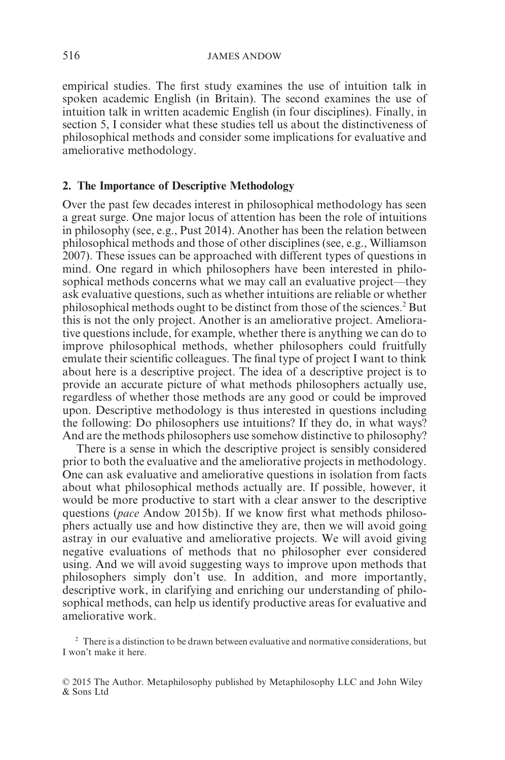empirical studies. The first study examines the use of intuition talk in spoken academic English (in Britain). The second examines the use of intuition talk in written academic English (in four disciplines). Finally, in section 5, I consider what these studies tell us about the distinctiveness of philosophical methods and consider some implications for evaluative and ameliorative methodology.

## 2. The Importance of Descriptive Methodology

Over the past few decades interest in philosophical methodology has seen a great surge. One major locus of attention has been the role of intuitions in philosophy (see, e.g., Pust 2014). Another has been the relation between philosophical methods and those of other disciplines (see, e.g., Williamson 2007). These issues can be approached with different types of questions in mind. One regard in which philosophers have been interested in philosophical methods concerns what we may call an evaluative project—they ask evaluative questions, such as whether intuitions are reliable or whether philosophical methods ought to be distinct from those of the sciences.[2] But this is not the only project. Another is an ameliorative project. Ameliorative questions include, for example, whether there is anything we can do to improve philosophical methods, whether philosophers could fruitfully emulate their scientific colleagues. The final type of project I want to think about here is a descriptive project. The idea of a descriptive project is to provide an accurate picture of what methods philosophers actually use, regardless of whether those methods are any good or could be improved upon. Descriptive methodology is thus interested in questions including the following: Do philosophers use intuitions? If they do, in what ways? And are the methods philosophers use somehow distinctive to philosophy?

There is a sense in which the descriptive project is sensibly considered prior to both the evaluative and the ameliorative projects in methodology. One can ask evaluative and ameliorative questions in isolation from facts about what philosophical methods actually are. If possible, however, it would be more productive to start with a clear answer to the descriptive questions (*pace* Andow 2015b). If we know first what methods philosophers actually use and how distinctive they are, then we will avoid going astray in our evaluative and ameliorative projects. We will avoid giving negative evaluations of methods that no philosopher ever considered using. And we will avoid suggesting ways to improve upon methods that philosophers simply don't use. In addition, and more importantly, descriptive work, in clarifying and enriching our understanding of philosophical methods, can help us identify productive areas for evaluative and ameliorative work.

[2] There is a distinction to be drawn between evaluative and normative considerations, but I won't make it here.

© 2015 The Author. Metaphilosophy published by Metaphilosophy LLC and John Wiley & Sons Ltd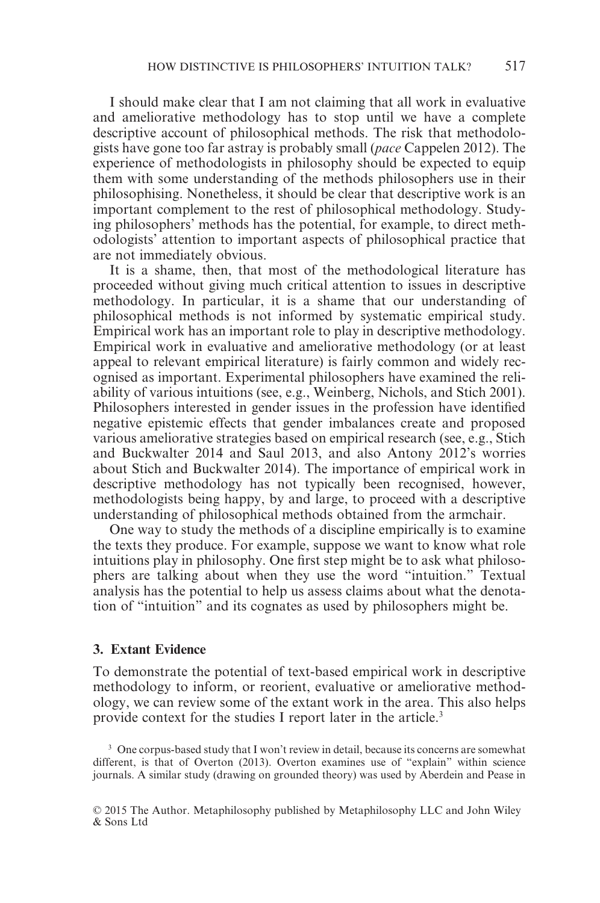I should make clear that I am not claiming that all work in evaluative and ameliorative methodology has to stop until we have a complete descriptive account of philosophical methods. The risk that methodologists have gone too far astray is probably small (*pace* Cappelen 2012). The experience of methodologists in philosophy should be expected to equip them with some understanding of the methods philosophers use in their philosophising. Nonetheless, it should be clear that descriptive work is an important complement to the rest of philosophical methodology. Studying philosophers' methods has the potential, for example, to direct methodologists' attention to important aspects of philosophical practice that are not immediately obvious.

It is a shame, then, that most of the methodological literature has proceeded without giving much critical attention to issues in descriptive methodology. In particular, it is a shame that our understanding of philosophical methods is not informed by systematic empirical study. Empirical work has an important role to play in descriptive methodology. Empirical work in evaluative and ameliorative methodology (or at least appeal to relevant empirical literature) is fairly common and widely recognised as important. Experimental philosophers have examined the reliability of various intuitions (see, e.g., Weinberg, Nichols, and Stich 2001). Philosophers interested in gender issues in the profession have identified negative epistemic effects that gender imbalances create and proposed various ameliorative strategies based on empirical research (see, e.g., Stich and Buckwalter 2014 and Saul 2013, and also Antony 2012's worries about Stich and Buckwalter 2014). The importance of empirical work in descriptive methodology has not typically been recognised, however, methodologists being happy, by and large, to proceed with a descriptive understanding of philosophical methods obtained from the armchair.

One way to study the methods of a discipline empirically is to examine the texts they produce. For example, suppose we want to know what role intuitions play in philosophy. One first step might be to ask what philosophers are talking about when they use the word "intuition." Textual analysis has the potential to help us assess claims about what the denotation of "intuition" and its cognates as used by philosophers might be.

## 3. Extant Evidence

To demonstrate the potential of text-based empirical work in descriptive methodology to inform, or reorient, evaluative or ameliorative methodology, we can review some of the extant work in the area. This also helps provide context for the studies I report later in the article.[3]

[3] One corpus-based study that I won't review in detail, because its concerns are somewhat different, is that of Overton (2013). Overton examines use of "explain" within science journals. A similar study (drawing on grounded theory) was used by Aberdein and Pease in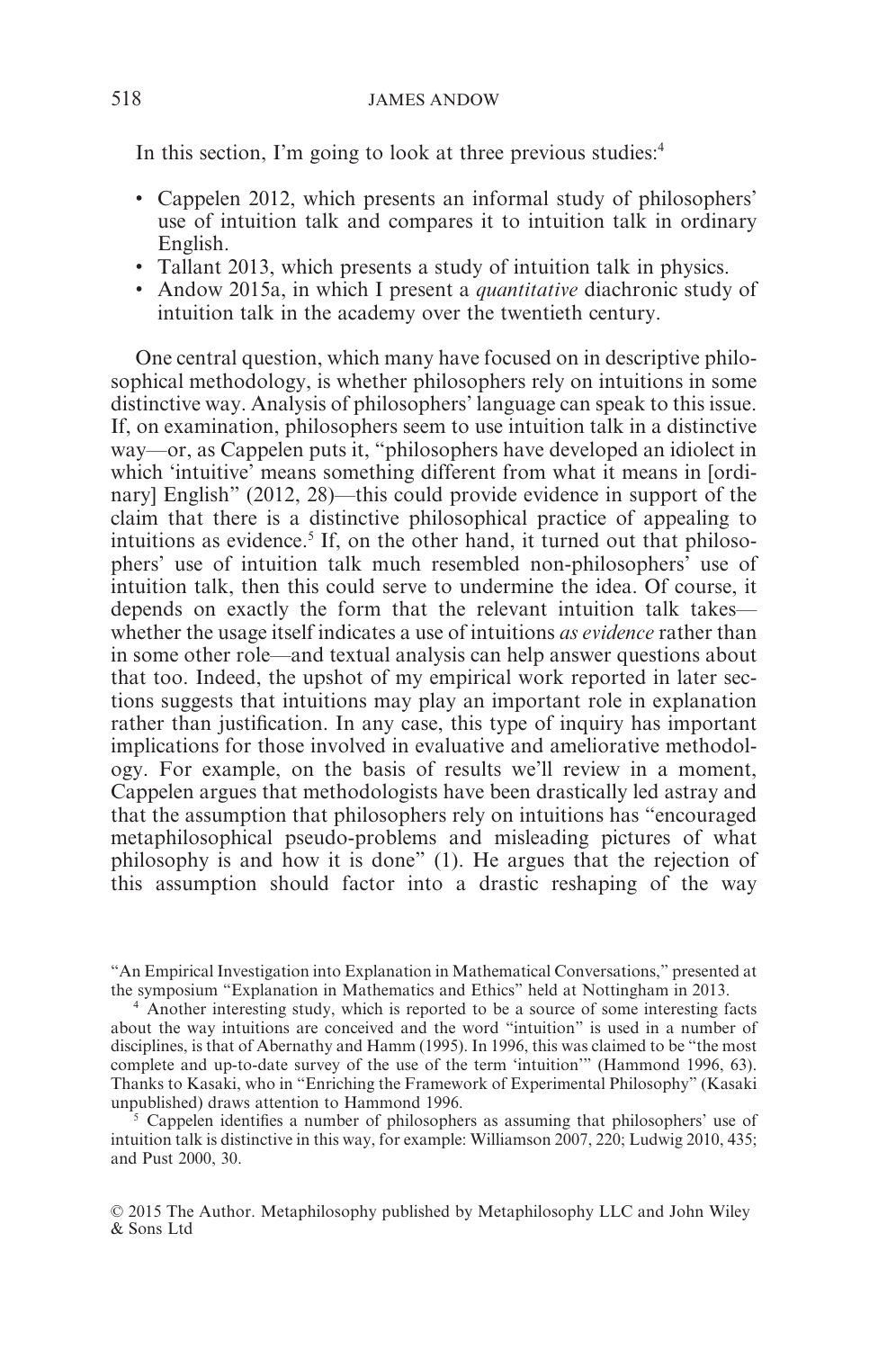In this section, I'm going to look at three previous studies:[4]

- Cappelen 2012, which presents an informal study of philosophers' use of intuition talk and compares it to intuition talk in ordinary English.
- Tallant 2013, which presents a study of intuition talk in physics.
- Andow 2015a, in which I present a *quantitative* diachronic study of intuition talk in the academy over the twentieth century.

One central question, which many have focused on in descriptive philosophical methodology, is whether philosophers rely on intuitions in some distinctive way. Analysis of philosophers' language can speak to this issue. If, on examination, philosophers seem to use intuition talk in a distinctive way—or, as Cappelen puts it, "philosophers have developed an idiolect in which 'intuitive' means something different from what it means in [ordinary] English" (2012, 28)—this could provide evidence in support of the claim that there is a distinctive philosophical practice of appealing to intuitions as evidence.[5] If, on the other hand, it turned out that philosophers' use of intuition talk much resembled non-philosophers' use of intuition talk, then this could serve to undermine the idea. Of course, it depends on exactly the form that the relevant intuition talk takes—whether the usage itself indicates a use of intuitions *as evidence* rather than in some other role—and textual analysis can help answer questions about that too. Indeed, the upshot of my empirical work reported in later sections suggests that intuitions may play an important role in explanation rather than justification. In any case, this type of inquiry has important implications for those involved in evaluative and ameliorative methodology. For example, on the basis of results we'll review in a moment, Cappelen argues that methodologists have been drastically led astray and that the assumption that philosophers rely on intuitions has "encouraged metaphilosophical pseudo-problems and misleading pictures of what philosophy is and how it is done" (1). He argues that the rejection of this assumption should factor into a drastic reshaping of the way

---

"An Empirical Investigation into Explanation in Mathematical Conversations," presented at the symposium "Explanation in Mathematics and Ethics" held at Nottingham in 2013.

[4] Another interesting study, which is reported to be a source of some interesting facts about the way intuitions are conceived and the word "intuition" is used in a number of disciplines, is that of Abernathy and Hamm (1995). In 1996, this was claimed to be "the most complete and up-to-date survey of the use of the term 'intuition'" (Hammond 1996, 63). Thanks to Kasaki, who in "Enriching the Framework of Experimental Philosophy" (Kasaki unpublished) draws attention to Hammond 1996.

[5] Cappelen identifies a number of philosophers as assuming that philosophers' use of intuition talk is distinctive in this way, for example: Williamson 2007, 220; Ludwig 2010, 435; and Pust 2000, 30.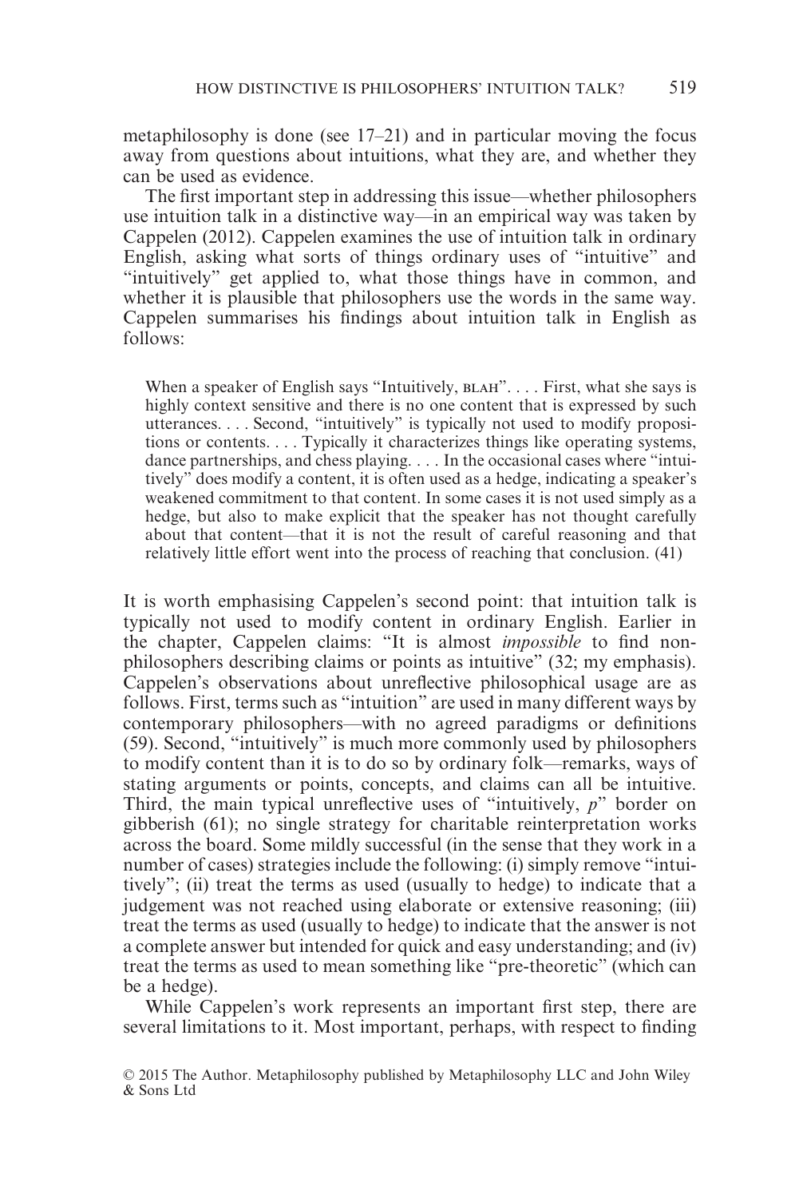metaphilosophy is done (see 17–21) and in particular moving the focus away from questions about intuitions, what they are, and whether they can be used as evidence.

The first important step in addressing this issue—whether philosophers use intuition talk in a distinctive way—in an empirical way was taken by Cappelen (2012). Cappelen examines the use of intuition talk in ordinary English, asking what sorts of things ordinary uses of "intuitive" and "intuitively" get applied to, what those things have in common, and whether it is plausible that philosophers use the words in the same way. Cappelen summarises his findings about intuition talk in English as follows:

> When a speaker of English says "Intuitively, BLAH". . . . First, what she says is highly context sensitive and there is no one content that is expressed by such utterances. . . . Second, "intuitively" is typically not used to modify propositions or contents. . . . Typically it characterizes things like operating systems, dance partnerships, and chess playing. . . . In the occasional cases where "intuitively" does modify a content, it is often used as a hedge, indicating a speaker's weakened commitment to that content. In some cases it is not used simply as a hedge, but also to make explicit that the speaker has not thought carefully about that content—that it is not the result of careful reasoning and that relatively little effort went into the process of reaching that conclusion. (41)

It is worth emphasising Cappelen's second point: that intuition talk is typically not used to modify content in ordinary English. Earlier in the chapter, Cappelen claims: "It is almost *impossible* to find non-philosophers describing claims or points as intuitive" (32; my emphasis). Cappelen's observations about unreflective philosophical usage are as follows. First, terms such as "intuition" are used in many different ways by contemporary philosophers—with no agreed paradigms or definitions (59). Second, "intuitively" is much more commonly used by philosophers to modify content than it is to do so by ordinary folk—remarks, ways of stating arguments or points, concepts, and claims can all be intuitive. Third, the main typical unreflective uses of "intuitively, *p*" border on gibberish (61); no single strategy for charitable reinterpretation works across the board. Some mildly successful (in the sense that they work in a number of cases) strategies include the following: (i) simply remove "intuitively"; (ii) treat the terms as used (usually to hedge) to indicate that a judgement was not reached using elaborate or extensive reasoning; (iii) treat the terms as used (usually to hedge) to indicate that the answer is not a complete answer but intended for quick and easy understanding; and (iv) treat the terms as used to mean something like "pre-theoretic" (which can be a hedge).

While Cappelen's work represents an important first step, there are several limitations to it. Most important, perhaps, with respect to finding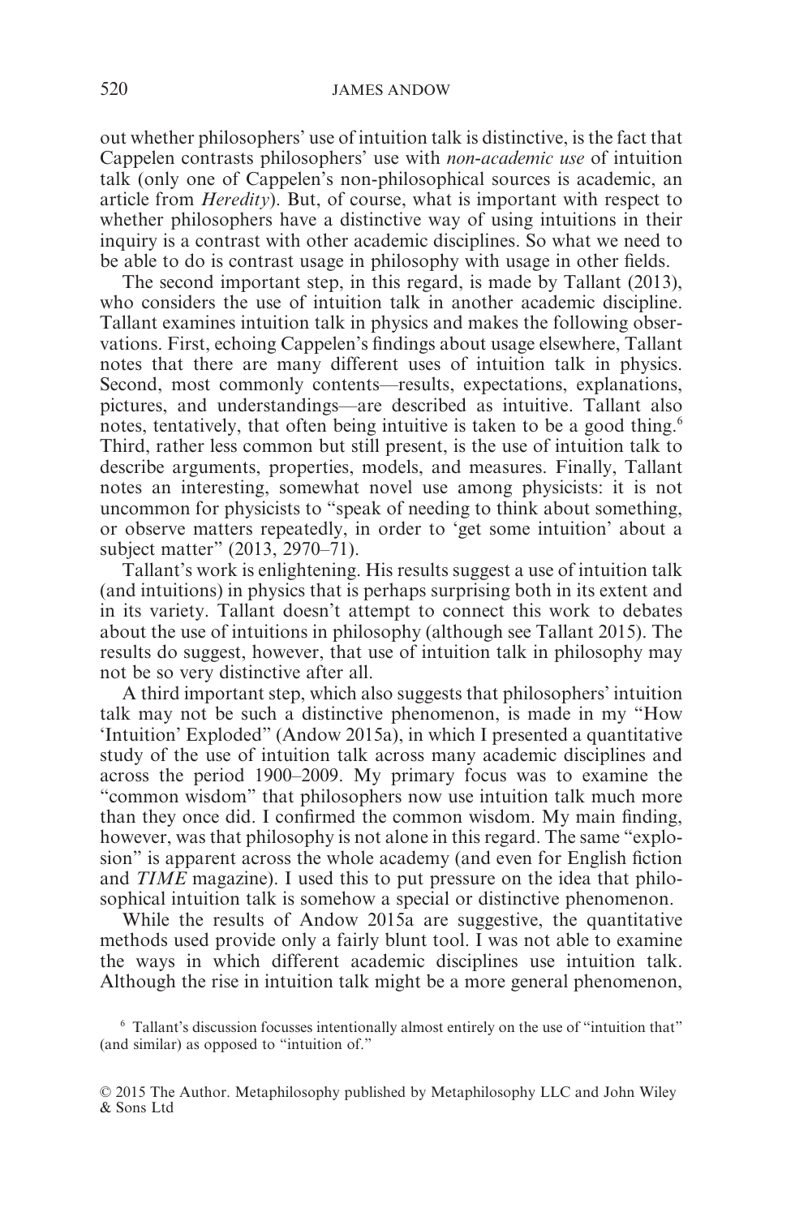out whether philosophers' use of intuition talk is distinctive, is the fact that Cappelen contrasts philosophers' use with *non-academic use* of intuition talk (only one of Cappelen's non-philosophical sources is academic, an article from *Heredity*). But, of course, what is important with respect to whether philosophers have a distinctive way of using intuitions in their inquiry is a contrast with other academic disciplines. So what we need to be able to do is contrast usage in philosophy with usage in other fields.

The second important step, in this regard, is made by Tallant (2013), who considers the use of intuition talk in another academic discipline. Tallant examines intuition talk in physics and makes the following observations. First, echoing Cappelen's findings about usage elsewhere, Tallant notes that there are many different uses of intuition talk in physics. Second, most commonly contents—results, expectations, explanations, pictures, and understandings—are described as intuitive. Tallant also notes, tentatively, that often being intuitive is taken to be a good thing.[6] Third, rather less common but still present, is the use of intuition talk to describe arguments, properties, models, and measures. Finally, Tallant notes an interesting, somewhat novel use among physicists: it is not uncommon for physicists to "speak of needing to think about something, or observe matters repeatedly, in order to 'get some intuition' about a subject matter" (2013, 2970–71).

Tallant's work is enlightening. His results suggest a use of intuition talk (and intuitions) in physics that is perhaps surprising both in its extent and in its variety. Tallant doesn't attempt to connect this work to debates about the use of intuitions in philosophy (although see Tallant 2015). The results do suggest, however, that use of intuition talk in philosophy may not be so very distinctive after all.

A third important step, which also suggests that philosophers' intuition talk may not be such a distinctive phenomenon, is made in my "How 'Intuition' Exploded" (Andow 2015a), in which I presented a quantitative study of the use of intuition talk across many academic disciplines and across the period 1900–2009. My primary focus was to examine the "common wisdom" that philosophers now use intuition talk much more than they once did. I confirmed the common wisdom. My main finding, however, was that philosophy is not alone in this regard. The same "explosion" is apparent across the whole academy (and even for English fiction and *TIME* magazine). I used this to put pressure on the idea that philosophical intuition talk is somehow a special or distinctive phenomenon.

While the results of Andow 2015a are suggestive, the quantitative methods used provide only a fairly blunt tool. I was not able to examine the ways in which different academic disciplines use intuition talk. Although the rise in intuition talk might be a more general phenomenon,

[6] Tallant's discussion focusses intentionally almost entirely on the use of "intuition that" (and similar) as opposed to "intuition of."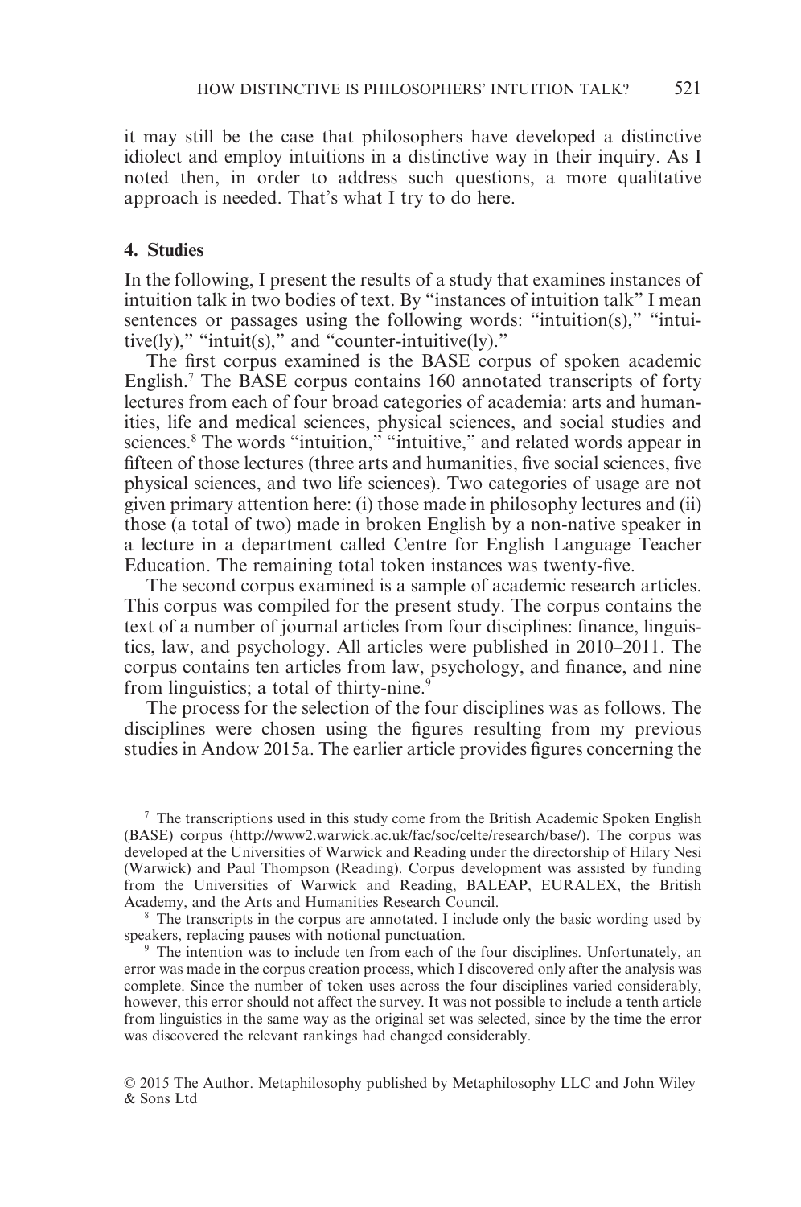it may still be the case that philosophers have developed a distinctive idiolect and employ intuitions in a distinctive way in their inquiry. As I noted then, in order to address such questions, a more qualitative approach is needed. That's what I try to do here.

## 4. Studies

In the following, I present the results of a study that examines instances of intuition talk in two bodies of text. By "instances of intuition talk" I mean sentences or passages using the following words: "intuition(s)," "intuitive(ly)," "intuit(s)," and "counter-intuitive(ly)."

The first corpus examined is the BASE corpus of spoken academic English.[7] The BASE corpus contains 160 annotated transcripts of forty lectures from each of four broad categories of academia: arts and humanities, life and medical sciences, physical sciences, and social studies and sciences.[8] The words "intuition," "intuitive," and related words appear in fifteen of those lectures (three arts and humanities, five social sciences, five physical sciences, and two life sciences). Two categories of usage are not given primary attention here: (i) those made in philosophy lectures and (ii) those (a total of two) made in broken English by a non-native speaker in a lecture in a department called Centre for English Language Teacher Education. The remaining total token instances was twenty-five.

The second corpus examined is a sample of academic research articles. This corpus was compiled for the present study. The corpus contains the text of a number of journal articles from four disciplines: finance, linguistics, law, and psychology. All articles were published in 2010–2011. The corpus contains ten articles from law, psychology, and finance, and nine from linguistics; a total of thirty-nine.[9]

The process for the selection of the four disciplines was as follows. The disciplines were chosen using the figures resulting from my previous studies in Andow 2015a. The earlier article provides figures concerning the

[7] The transcriptions used in this study come from the British Academic Spoken English (BASE) corpus (http://www2.warwick.ac.uk/fac/soc/celte/research/base/). The corpus was developed at the Universities of Warwick and Reading under the directorship of Hilary Nesi (Warwick) and Paul Thompson (Reading). Corpus development was assisted by funding from the Universities of Warwick and Reading, BALEAP, EURALEX, the British Academy, and the Arts and Humanities Research Council.

[8] The transcripts in the corpus are annotated. I include only the basic wording used by speakers, replacing pauses with notional punctuation.

[9] The intention was to include ten from each of the four disciplines. Unfortunately, an error was made in the corpus creation process, which I discovered only after the analysis was complete. Since the number of token uses across the four disciplines varied considerably, however, this error should not affect the survey. It was not possible to include a tenth article from linguistics in the same way as the original set was selected, since by the time the error was discovered the relevant rankings had changed considerably.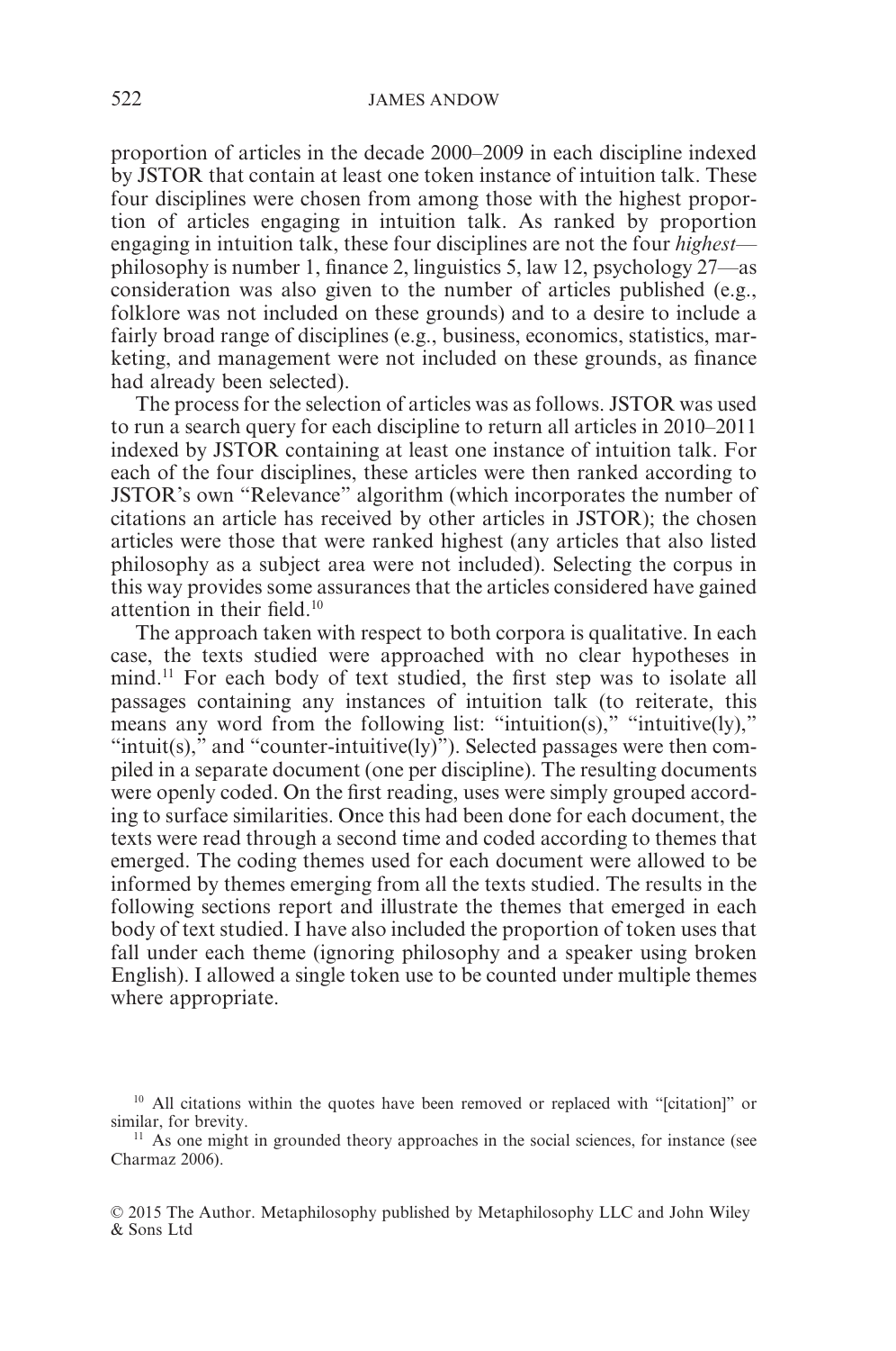proportion of articles in the decade 2000–2009 in each discipline indexed by JSTOR that contain at least one token instance of intuition talk. These four disciplines were chosen from among those with the highest proportion of articles engaging in intuition talk. As ranked by proportion engaging in intuition talk, these four disciplines are not the four *highest*—philosophy is number 1, finance 2, linguistics 5, law 12, psychology 27—as consideration was also given to the number of articles published (e.g., folklore was not included on these grounds) and to a desire to include a fairly broad range of disciplines (e.g., business, economics, statistics, marketing, and management were not included on these grounds, as finance had already been selected).

The process for the selection of articles was as follows. JSTOR was used to run a search query for each discipline to return all articles in 2010–2011 indexed by JSTOR containing at least one instance of intuition talk. For each of the four disciplines, these articles were then ranked according to JSTOR's own "Relevance" algorithm (which incorporates the number of citations an article has received by other articles in JSTOR); the chosen articles were those that were ranked highest (any articles that also listed philosophy as a subject area were not included). Selecting the corpus in this way provides some assurances that the articles considered have gained attention in their field.[10]

The approach taken with respect to both corpora is qualitative. In each case, the texts studied were approached with no clear hypotheses in mind.[11] For each body of text studied, the first step was to isolate all passages containing any instances of intuition talk (to reiterate, this means any word from the following list: "intuition(s)," "intuitive(ly)," "intuit(s)," and "counter-intuitive(ly)"). Selected passages were then compiled in a separate document (one per discipline). The resulting documents were openly coded. On the first reading, uses were simply grouped according to surface similarities. Once this had been done for each document, the texts were read through a second time and coded according to themes that emerged. The coding themes used for each document were allowed to be informed by themes emerging from all the texts studied. The results in the following sections report and illustrate the themes that emerged in each body of text studied. I have also included the proportion of token uses that fall under each theme (ignoring philosophy and a speaker using broken English). I allowed a single token use to be counted under multiple themes where appropriate.

[10] All citations within the quotes have been removed or replaced with "[citation]" or similar, for brevity.

[11] As one might in grounded theory approaches in the social sciences, for instance (see Charmaz 2006).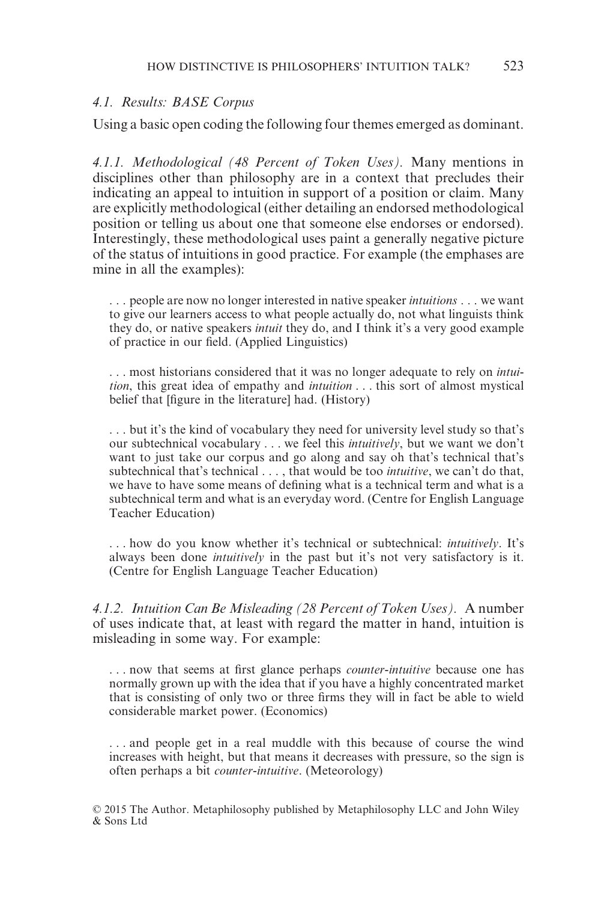### *4.1. Results: BASE Corpus*

Using a basic open coding the following four themes emerged as dominant.

*4.1.1. Methodological (48 Percent of Token Uses).* Many mentions in disciplines other than philosophy are in a context that precludes their indicating an appeal to intuition in support of a position or claim. Many are explicitly methodological (either detailing an endorsed methodological position or telling us about one that someone else endorses or endorsed). Interestingly, these methodological uses paint a generally negative picture of the status of intuitions in good practice. For example (the emphases are mine in all the examples):

> . . . people are now no longer interested in native speaker *intuitions* . . . we want to give our learners access to what people actually do, not what linguists think they do, or native speakers *intuit* they do, and I think it's a very good example of practice in our field. (Applied Linguistics)

> . . . most historians considered that it was no longer adequate to rely on *intuition*, this great idea of empathy and *intuition* . . . this sort of almost mystical belief that [figure in the literature] had. (History)

> . . . but it's the kind of vocabulary they need for university level study so that's our subtechnical vocabulary . . . we feel this *intuitively*, but we want we don't want to just take our corpus and go along and say oh that's technical that's subtechnical that's technical . . . , that would be too *intuitive*, we can't do that, we have to have some means of defining what is a technical term and what is a subtechnical term and what is an everyday word. (Centre for English Language Teacher Education)

> . . . how do you know whether it's technical or subtechnical: *intuitively*. It's always been done *intuitively* in the past but it's not very satisfactory is it. (Centre for English Language Teacher Education)

*4.1.2. Intuition Can Be Misleading (28 Percent of Token Uses).* A number of uses indicate that, at least with regard the matter in hand, intuition is misleading in some way. For example:

> . . . now that seems at first glance perhaps *counter-intuitive* because one has normally grown up with the idea that if you have a highly concentrated market that is consisting of only two or three firms they will in fact be able to wield considerable market power. (Economics)

> . . . and people get in a real muddle with this because of course the wind increases with height, but that means it decreases with pressure, so the sign is often perhaps a bit *counter-intuitive*. (Meteorology)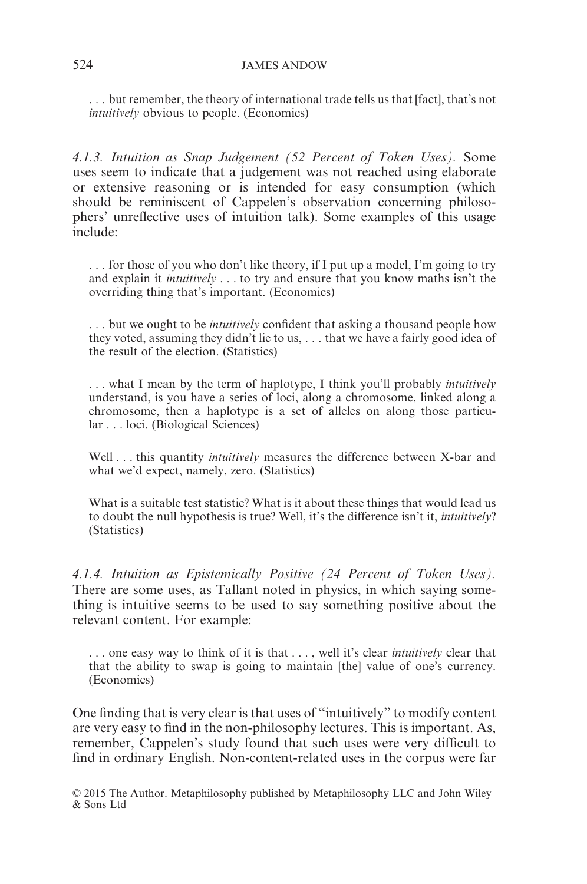. . . but remember, the theory of international trade tells us that [fact], that's not *intuitively* obvious to people. (Economics)

*4.1.3. Intuition as Snap Judgement (52 Percent of Token Uses).* Some uses seem to indicate that a judgement was not reached using elaborate or extensive reasoning or is intended for easy consumption (which should be reminiscent of Cappelen's observation concerning philosophers' unreflective uses of intuition talk). Some examples of this usage include:

> . . . for those of you who don't like theory, if I put up a model, I'm going to try and explain it *intuitively* . . . to try and ensure that you know maths isn't the overriding thing that's important. (Economics)

> . . . but we ought to be *intuitively* confident that asking a thousand people how they voted, assuming they didn't lie to us, . . . that we have a fairly good idea of the result of the election. (Statistics)

> . . . what I mean by the term of haplotype, I think you'll probably *intuitively* understand, is you have a series of loci, along a chromosome, linked along a chromosome, then a haplotype is a set of alleles on along those particular . . . loci. (Biological Sciences)

> Well . . . this quantity *intuitively* measures the difference between X-bar and what we'd expect, namely, zero. (Statistics)

> What is a suitable test statistic? What is it about these things that would lead us to doubt the null hypothesis is true? Well, it's the difference isn't it, *intuitively*? (Statistics)

*4.1.4. Intuition as Epistemically Positive (24 Percent of Token Uses).* There are some uses, as Tallant noted in physics, in which saying something is intuitive seems to be used to say something positive about the relevant content. For example:

> . . . one easy way to think of it is that . . . , well it's clear *intuitively* clear that that the ability to swap is going to maintain [the] value of one's currency. (Economics)

One finding that is very clear is that uses of "intuitively" to modify content are very easy to find in the non-philosophy lectures. This is important. As, remember, Cappelen's study found that such uses were very difficult to find in ordinary English. Non-content-related uses in the corpus were far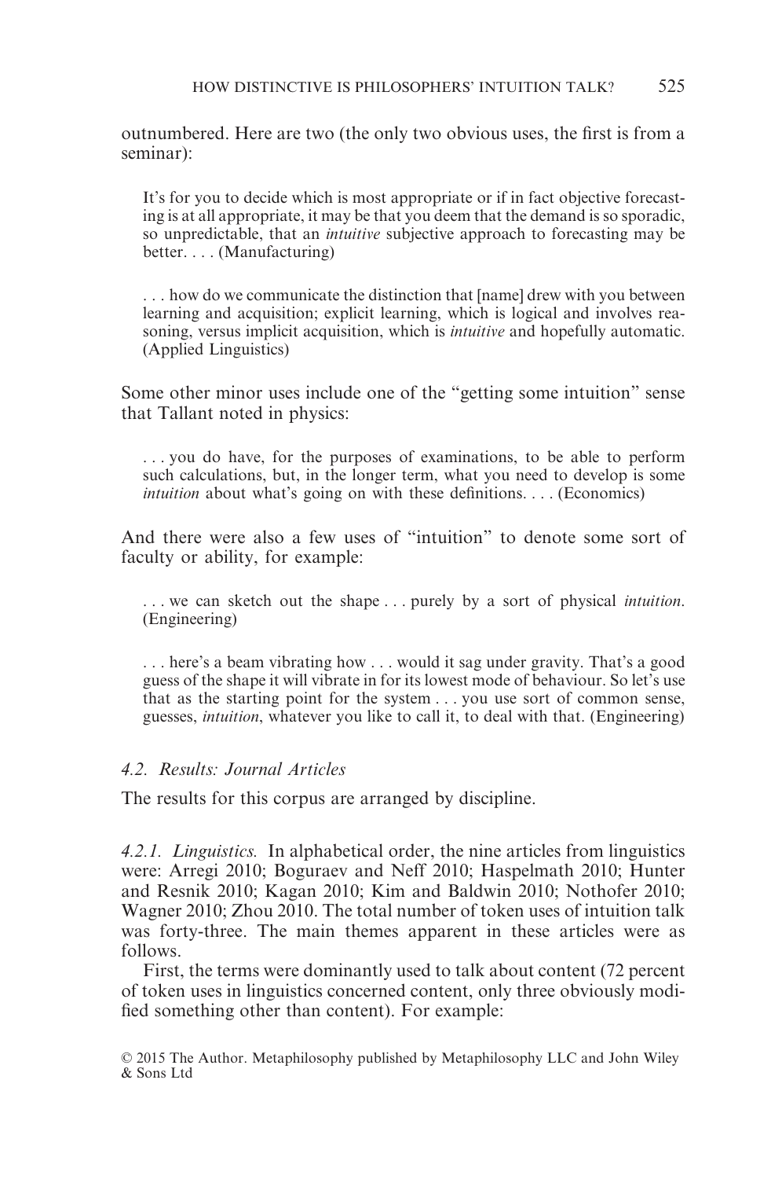outnumbered. Here are two (the only two obvious uses, the first is from a seminar):

> It's for you to decide which is most appropriate or if in fact objective forecasting is at all appropriate, it may be that you deem that the demand is so sporadic, so unpredictable, that an *intuitive* subjective approach to forecasting may be better. . . . (Manufacturing)

> . . . how do we communicate the distinction that [name] drew with you between learning and acquisition; explicit learning, which is logical and involves reasoning, versus implicit acquisition, which is *intuitive* and hopefully automatic. (Applied Linguistics)

Some other minor uses include one of the "getting some intuition" sense that Tallant noted in physics:

> . . . you do have, for the purposes of examinations, to be able to perform such calculations, but, in the longer term, what you need to develop is some *intuition* about what's going on with these definitions. . . . (Economics)

And there were also a few uses of "intuition" to denote some sort of faculty or ability, for example:

> . . . we can sketch out the shape . . . purely by a sort of physical *intuition*. (Engineering)

> . . . here's a beam vibrating how . . . would it sag under gravity. That's a good guess of the shape it will vibrate in for its lowest mode of behaviour. So let's use that as the starting point for the system . . . you use sort of common sense, guesses, *intuition*, whatever you like to call it, to deal with that. (Engineering)

### 4.2. Results: Journal Articles

The results for this corpus are arranged by discipline.

*4.2.1. Linguistics.* In alphabetical order, the nine articles from linguistics were: Arregi 2010; Boguraev and Neff 2010; Haspelmath 2010; Hunter and Resnik 2010; Kagan 2010; Kim and Baldwin 2010; Nothofer 2010; Wagner 2010; Zhou 2010. The total number of token uses of intuition talk was forty-three. The main themes apparent in these articles were as follows.

First, the terms were dominantly used to talk about content (72 percent of token uses in linguistics concerned content, only three obviously modified something other than content). For example: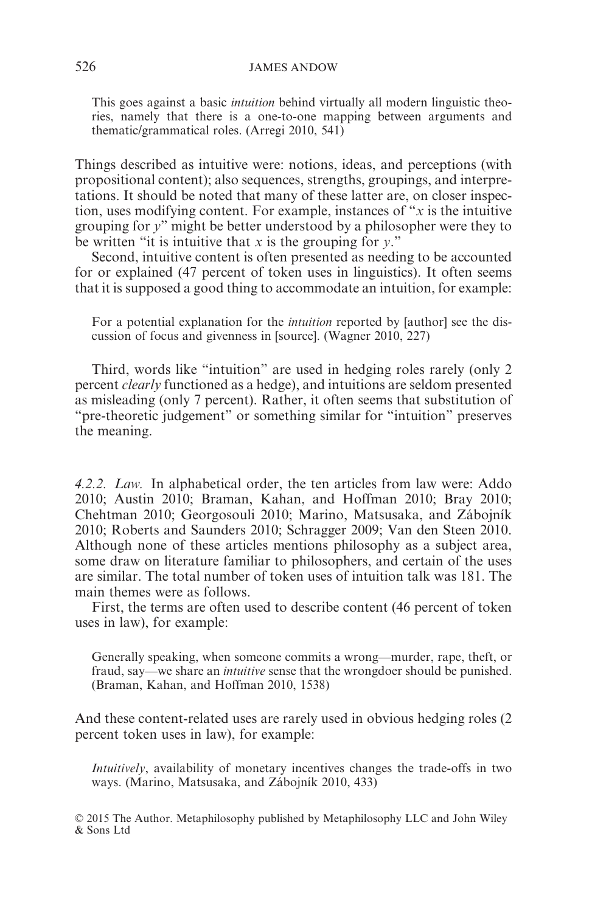> This goes against a basic *intuition* behind virtually all modern linguistic theories, namely that there is a one-to-one mapping between arguments and thematic/grammatical roles. (Arregi 2010, 541)

Things described as intuitive were: notions, ideas, and perceptions (with propositional content); also sequences, strengths, groupings, and interpretations. It should be noted that many of these latter are, on closer inspection, uses modifying content. For example, instances of "$x$ is the intuitive grouping for $y$" might be better understood by a philosopher were they to be written "it is intuitive that $x$ is the grouping for $y$."

Second, intuitive content is often presented as needing to be accounted for or explained (47 percent of token uses in linguistics). It often seems that it is supposed a good thing to accommodate an intuition, for example:

> For a potential explanation for the *intuition* reported by [author] see the discussion of focus and givenness in [source]. (Wagner 2010, 227)

Third, words like "intuition" are used in hedging roles rarely (only 2 percent *clearly* functioned as a hedge), and intuitions are seldom presented as misleading (only 7 percent). Rather, it often seems that substitution of "pre-theoretic judgement" or something similar for "intuition" preserves the meaning.

*4.2.2. Law.* In alphabetical order, the ten articles from law were: Addo 2010; Austin 2010; Braman, Kahan, and Hoffman 2010; Bray 2010; Chehtman 2010; Georgosouli 2010; Marino, Matsusaka, and Zábojník 2010; Roberts and Saunders 2010; Schragger 2009; Van den Steen 2010. Although none of these articles mentions philosophy as a subject area, some draw on literature familiar to philosophers, and certain of the uses are similar. The total number of token uses of intuition talk was 181. The main themes were as follows.

First, the terms are often used to describe content (46 percent of token uses in law), for example:

> Generally speaking, when someone commits a wrong—murder, rape, theft, or fraud, say—we share an *intuitive* sense that the wrongdoer should be punished. (Braman, Kahan, and Hoffman 2010, 1538)

And these content-related uses are rarely used in obvious hedging roles (2 percent token uses in law), for example:

> *Intuitively*, availability of monetary incentives changes the trade-offs in two ways. (Marino, Matsusaka, and Zábojník 2010, 433)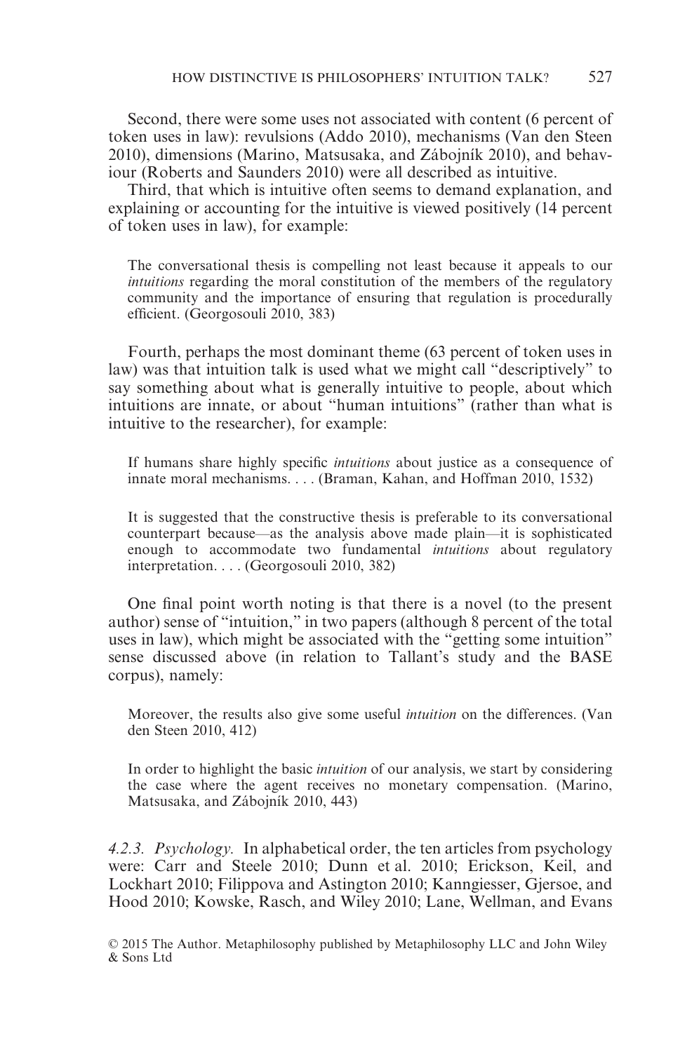Second, there were some uses not associated with content (6 percent of token uses in law): revulsions (Addo 2010), mechanisms (Van den Steen 2010), dimensions (Marino, Matsusaka, and Zábojník 2010), and behaviour (Roberts and Saunders 2010) were all described as intuitive.

Third, that which is intuitive often seems to demand explanation, and explaining or accounting for the intuitive is viewed positively (14 percent of token uses in law), for example:

> The conversational thesis is compelling not least because it appeals to our *intuitions* regarding the moral constitution of the members of the regulatory community and the importance of ensuring that regulation is procedurally efficient. (Georgosouli 2010, 383)

Fourth, perhaps the most dominant theme (63 percent of token uses in law) was that intuition talk is used what we might call "descriptively" to say something about what is generally intuitive to people, about which intuitions are innate, or about "human intuitions" (rather than what is intuitive to the researcher), for example:

> If humans share highly specific *intuitions* about justice as a consequence of innate moral mechanisms. . . . (Braman, Kahan, and Hoffman 2010, 1532)

> It is suggested that the constructive thesis is preferable to its conversational counterpart because—as the analysis above made plain—it is sophisticated enough to accommodate two fundamental *intuitions* about regulatory interpretation. . . . (Georgosouli 2010, 382)

One final point worth noting is that there is a novel (to the present author) sense of "intuition," in two papers (although 8 percent of the total uses in law), which might be associated with the "getting some intuition" sense discussed above (in relation to Tallant's study and the BASE corpus), namely:

> Moreover, the results also give some useful *intuition* on the differences. (Van den Steen 2010, 412)

> In order to highlight the basic *intuition* of our analysis, we start by considering the case where the agent receives no monetary compensation. (Marino, Matsusaka, and Zábojník 2010, 443)

*4.2.3. Psychology.* In alphabetical order, the ten articles from psychology were: Carr and Steele 2010; Dunn et al. 2010; Erickson, Keil, and Lockhart 2010; Filippova and Astington 2010; Kanngiesser, Gjersoe, and Hood 2010; Kowske, Rasch, and Wiley 2010; Lane, Wellman, and Evans

© 2015 The Author. Metaphilosophy published by Metaphilosophy LLC and John Wiley & Sons Ltd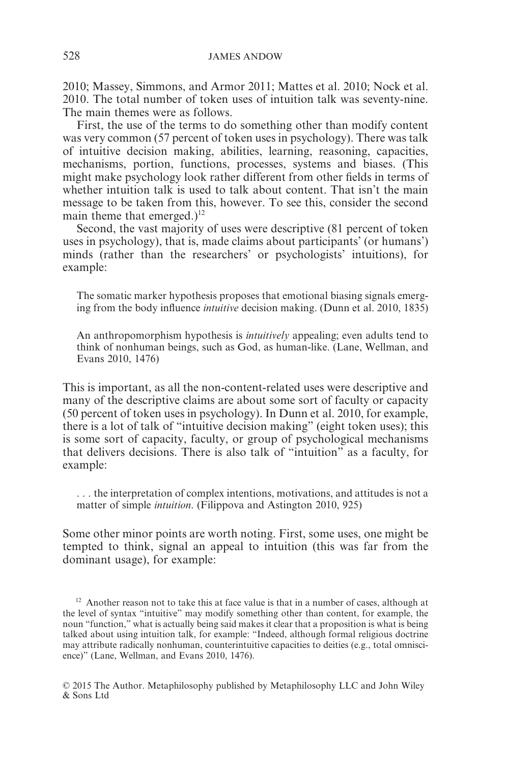2010; Massey, Simmons, and Armor 2011; Mattes et al. 2010; Nock et al. 2010. The total number of token uses of intuition talk was seventy-nine. The main themes were as follows.

First, the use of the terms to do something other than modify content was very common (57 percent of token uses in psychology). There was talk of intuitive decision making, abilities, learning, reasoning, capacities, mechanisms, portion, functions, processes, systems and biases. (This might make psychology look rather different from other fields in terms of whether intuition talk is used to talk about content. That isn't the main message to be taken from this, however. To see this, consider the second main theme that emerged.)[12]

Second, the vast majority of uses were descriptive (81 percent of token uses in psychology), that is, made claims about participants' (or humans') minds (rather than the researchers' or psychologists' intuitions), for example:

> The somatic marker hypothesis proposes that emotional biasing signals emerging from the body influence *intuitive* decision making. (Dunn et al. 2010, 1835)

> An anthropomorphism hypothesis is *intuitively* appealing; even adults tend to think of nonhuman beings, such as God, as human-like. (Lane, Wellman, and Evans 2010, 1476)

This is important, as all the non-content-related uses were descriptive and many of the descriptive claims are about some sort of faculty or capacity (50 percent of token uses in psychology). In Dunn et al. 2010, for example, there is a lot of talk of "intuitive decision making" (eight token uses); this is some sort of capacity, faculty, or group of psychological mechanisms that delivers decisions. There is also talk of "intuition" as a faculty, for example:

> . . . the interpretation of complex intentions, motivations, and attitudes is not a matter of simple *intuition*. (Filippova and Astington 2010, 925)

Some other minor points are worth noting. First, some uses, one might be tempted to think, signal an appeal to intuition (this was far from the dominant usage), for example:

[12] Another reason not to take this at face value is that in a number of cases, although at the level of syntax "intuitive" may modify something other than content, for example, the noun "function," what is actually being said makes it clear that a proposition is what is being talked about using intuition talk, for example: "Indeed, although formal religious doctrine may attribute radically nonhuman, counterintuitive capacities to deities (e.g., total omniscience)" (Lane, Wellman, and Evans 2010, 1476).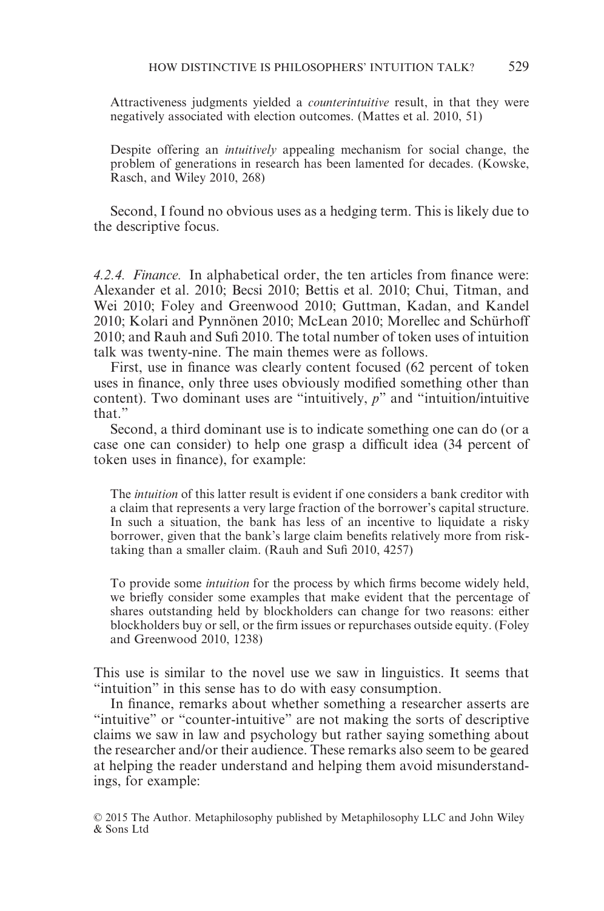> Attractiveness judgments yielded a *counterintuitive* result, in that they were negatively associated with election outcomes. (Mattes et al. 2010, 51)

> Despite offering an *intuitively* appealing mechanism for social change, the problem of generations in research has been lamented for decades. (Kowske, Rasch, and Wiley 2010, 268)

Second, I found no obvious uses as a hedging term. This is likely due to the descriptive focus.

*4.2.4. Finance.* In alphabetical order, the ten articles from finance were: Alexander et al. 2010; Becsi 2010; Bettis et al. 2010; Chui, Titman, and Wei 2010; Foley and Greenwood 2010; Guttman, Kadan, and Kandel 2010; Kolari and Pynnönen 2010; McLean 2010; Morellec and Schürhoff 2010; and Rauh and Sufi 2010. The total number of token uses of intuition talk was twenty-nine. The main themes were as follows.

First, use in finance was clearly content focused (62 percent of token uses in finance, only three uses obviously modified something other than content). Two dominant uses are "intuitively, *p*" and "intuition/intuitive that."

Second, a third dominant use is to indicate something one can do (or a case one can consider) to help one grasp a difficult idea (34 percent of token uses in finance), for example:

> The *intuition* of this latter result is evident if one considers a bank creditor with a claim that represents a very large fraction of the borrower's capital structure. In such a situation, the bank has less of an incentive to liquidate a risky borrower, given that the bank's large claim benefits relatively more from risk-taking than a smaller claim. (Rauh and Sufi 2010, 4257)

> To provide some *intuition* for the process by which firms become widely held, we briefly consider some examples that make evident that the percentage of shares outstanding held by blockholders can change for two reasons: either blockholders buy or sell, or the firm issues or repurchases outside equity. (Foley and Greenwood 2010, 1238)

This use is similar to the novel use we saw in linguistics. It seems that "intuition" in this sense has to do with easy consumption.

In finance, remarks about whether something a researcher asserts are "intuitive" or "counter-intuitive" are not making the sorts of descriptive claims we saw in law and psychology but rather saying something about the researcher and/or their audience. These remarks also seem to be geared at helping the reader understand and helping them avoid misunderstandings, for example: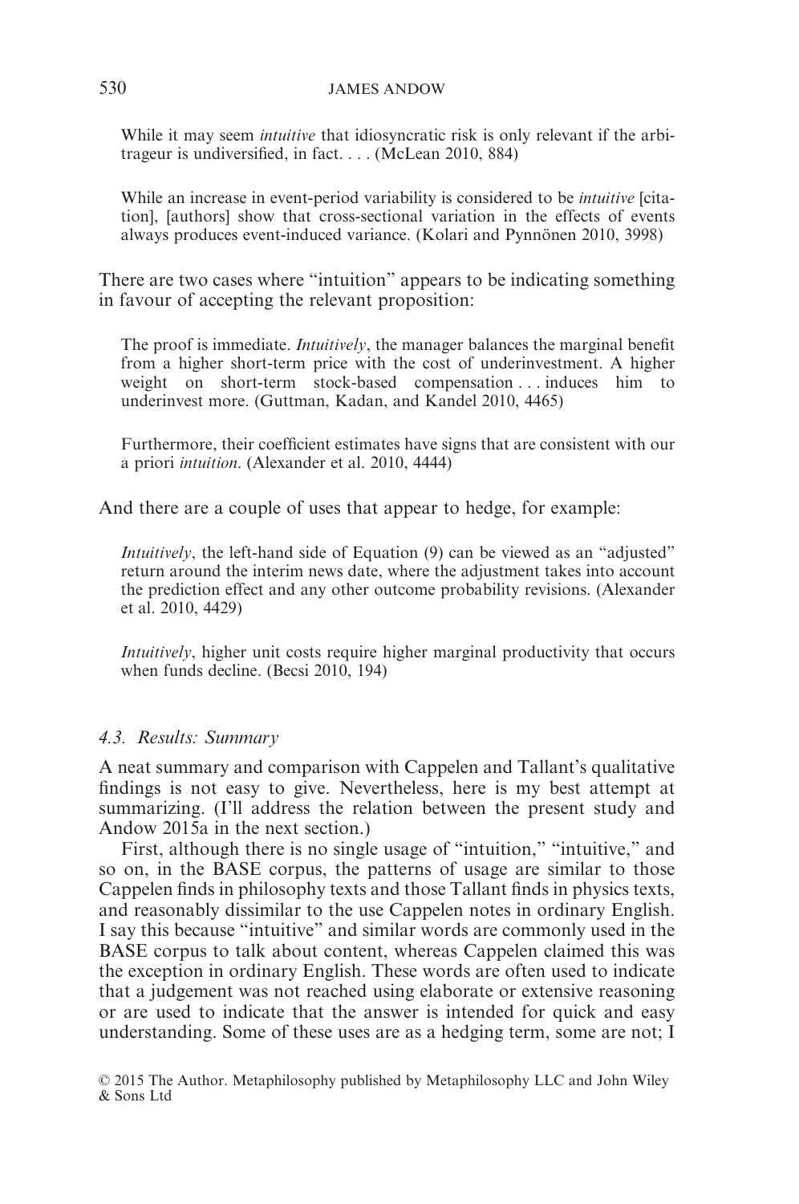> While it may seem *intuitive* that idiosyncratic risk is only relevant if the arbitrageur is undiversified, in fact. . . . (McLean 2010, 884)

> While an increase in event-period variability is considered to be *intuitive* [citation], [authors] show that cross-sectional variation in the effects of events always produces event-induced variance. (Kolari and Pynnönen 2010, 3998)

There are two cases where "intuition" appears to be indicating something in favour of accepting the relevant proposition:

> The proof is immediate. *Intuitively*, the manager balances the marginal benefit from a higher short-term price with the cost of underinvestment. A higher weight on short-term stock-based compensation . . . induces him to underinvest more. (Guttman, Kadan, and Kandel 2010, 4465)

> Furthermore, their coefficient estimates have signs that are consistent with our a priori *intuition*. (Alexander et al. 2010, 4444)

And there are a couple of uses that appear to hedge, for example:

> *Intuitively*, the left-hand side of Equation (9) can be viewed as an "adjusted" return around the interim news date, where the adjustment takes into account the prediction effect and any other outcome probability revisions. (Alexander et al. 2010, 4429)

> *Intuitively*, higher unit costs require higher marginal productivity that occurs when funds decline. (Becsi 2010, 194)

### *4.3. Results: Summary*

A neat summary and comparison with Cappelen and Tallant's qualitative findings is not easy to give. Nevertheless, here is my best attempt at summarizing. (I'll address the relation between the present study and Andow 2015a in the next section.)

First, although there is no single usage of "intuition," "intuitive," and so on, in the BASE corpus, the patterns of usage are similar to those Cappelen finds in philosophy texts and those Tallant finds in physics texts, and reasonably dissimilar to the use Cappelen notes in ordinary English. I say this because "intuitive" and similar words are commonly used in the BASE corpus to talk about content, whereas Cappelen claimed this was the exception in ordinary English. These words are often used to indicate that a judgement was not reached using elaborate or extensive reasoning or are used to indicate that the answer is intended for quick and easy understanding. Some of these uses are as a hedging term, some are not; I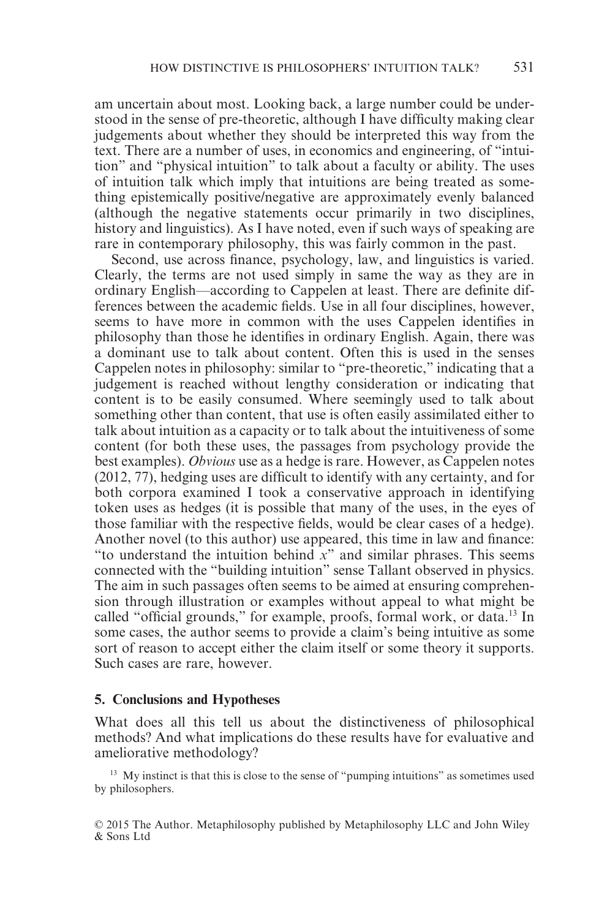am uncertain about most. Looking back, a large number could be understood in the sense of pre-theoretic, although I have difficulty making clear judgements about whether they should be interpreted this way from the text. There are a number of uses, in economics and engineering, of "intuition" and "physical intuition" to talk about a faculty or ability. The uses of intuition talk which imply that intuitions are being treated as something epistemically positive/negative are approximately evenly balanced (although the negative statements occur primarily in two disciplines, history and linguistics). As I have noted, even if such ways of speaking are rare in contemporary philosophy, this was fairly common in the past.

Second, use across finance, psychology, law, and linguistics is varied. Clearly, the terms are not used simply in same the way as they are in ordinary English—according to Cappelen at least. There are definite differences between the academic fields. Use in all four disciplines, however, seems to have more in common with the uses Cappelen identifies in philosophy than those he identifies in ordinary English. Again, there was a dominant use to talk about content. Often this is used in the senses Cappelen notes in philosophy: similar to "pre-theoretic," indicating that a judgement is reached without lengthy consideration or indicating that content is to be easily consumed. Where seemingly used to talk about something other than content, that use is often easily assimilated either to talk about intuition as a capacity or to talk about the intuitiveness of some content (for both these uses, the passages from psychology provide the best examples). *Obvious* use as a hedge is rare. However, as Cappelen notes (2012, 77), hedging uses are difficult to identify with any certainty, and for both corpora examined I took a conservative approach in identifying token uses as hedges (it is possible that many of the uses, in the eyes of those familiar with the respective fields, would be clear cases of a hedge). Another novel (to this author) use appeared, this time in law and finance: "to understand the intuition behind $x$" and similar phrases. This seems connected with the "building intuition" sense Tallant observed in physics. The aim in such passages often seems to be aimed at ensuring comprehension through illustration or examples without appeal to what might be called "official grounds," for example, proofs, formal work, or data.[13] In some cases, the author seems to provide a claim's being intuitive as some sort of reason to accept either the claim itself or some theory it supports. Such cases are rare, however.

## 5. Conclusions and Hypotheses

What does all this tell us about the distinctiveness of philosophical methods? And what implications do these results have for evaluative and ameliorative methodology?

[13] My instinct is that this is close to the sense of "pumping intuitions" as sometimes used by philosophers.

© 2015 The Author. Metaphilosophy published by Metaphilosophy LLC and John Wiley & Sons Ltd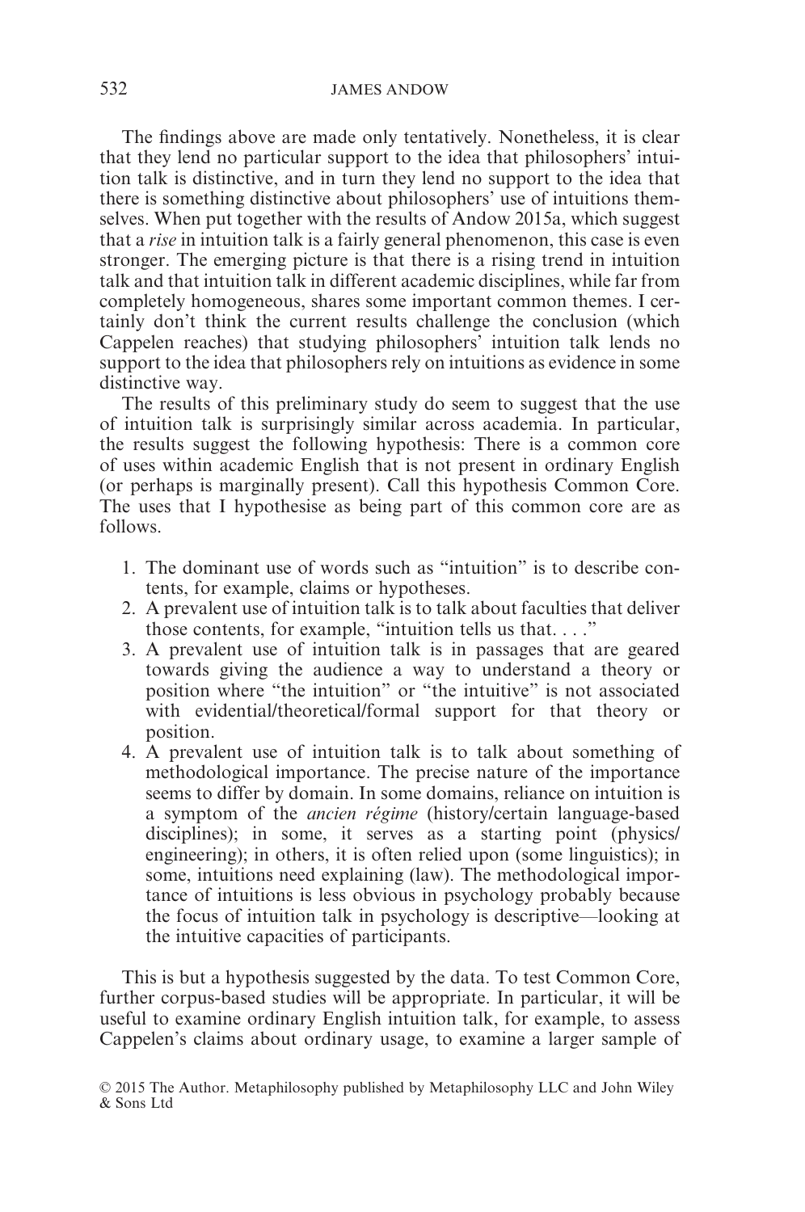The findings above are made only tentatively. Nonetheless, it is clear that they lend no particular support to the idea that philosophers' intuition talk is distinctive, and in turn they lend no support to the idea that there is something distinctive about philosophers' use of intuitions themselves. When put together with the results of Andow 2015a, which suggest that a *rise* in intuition talk is a fairly general phenomenon, this case is even stronger. The emerging picture is that there is a rising trend in intuition talk and that intuition talk in different academic disciplines, while far from completely homogeneous, shares some important common themes. I certainly don't think the current results challenge the conclusion (which Cappelen reaches) that studying philosophers' intuition talk lends no support to the idea that philosophers rely on intuitions as evidence in some distinctive way.

The results of this preliminary study do seem to suggest that the use of intuition talk is surprisingly similar across academia. In particular, the results suggest the following hypothesis: There is a common core of uses within academic English that is not present in ordinary English (or perhaps is marginally present). Call this hypothesis Common Core. The uses that I hypothesise as being part of this common core are as follows.

1. The dominant use of words such as "intuition" is to describe contents, for example, claims or hypotheses.
2. A prevalent use of intuition talk is to talk about faculties that deliver those contents, for example, "intuition tells us that. . . ."
3. A prevalent use of intuition talk is in passages that are geared towards giving the audience a way to understand a theory or position where "the intuition" or "the intuitive" is not associated with evidential/theoretical/formal support for that theory or position.
4. A prevalent use of intuition talk is to talk about something of methodological importance. The precise nature of the importance seems to differ by domain. In some domains, reliance on intuition is a symptom of the *ancien régime* (history/certain language-based disciplines); in some, it serves as a starting point (physics/engineering); in others, it is often relied upon (some linguistics); in some, intuitions need explaining (law). The methodological importance of intuitions is less obvious in psychology probably because the focus of intuition talk in psychology is descriptive—looking at the intuitive capacities of participants.

This is but a hypothesis suggested by the data. To test Common Core, further corpus-based studies will be appropriate. In particular, it will be useful to examine ordinary English intuition talk, for example, to assess Cappelen's claims about ordinary usage, to examine a larger sample of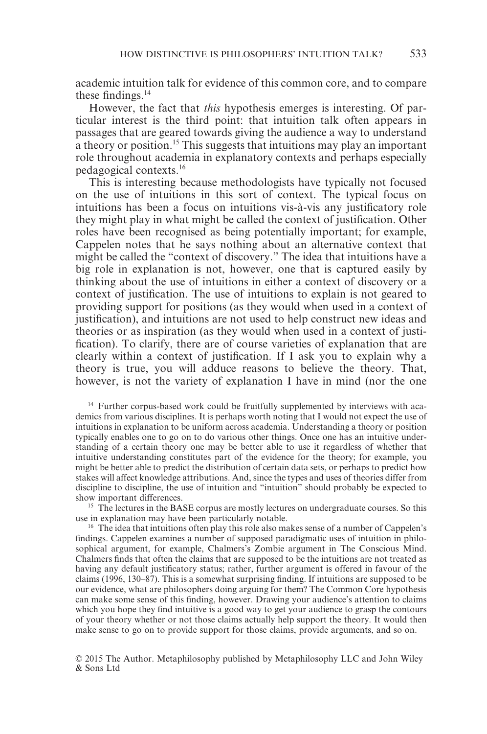academic intuition talk for evidence of this common core, and to compare these findings.[14]

However, the fact that *this* hypothesis emerges is interesting. Of particular interest is the third point: that intuition talk often appears in passages that are geared towards giving the audience a way to understand a theory or position.[15] This suggests that intuitions may play an important role throughout academia in explanatory contexts and perhaps especially pedagogical contexts.[16]

This is interesting because methodologists have typically not focused on the use of intuitions in this sort of context. The typical focus on intuitions has been a focus on intuitions vis-à-vis any justificatory role they might play in what might be called the context of justification. Other roles have been recognised as being potentially important; for example, Cappelen notes that he says nothing about an alternative context that might be called the "context of discovery." The idea that intuitions have a big role in explanation is not, however, one that is captured easily by thinking about the use of intuitions in either a context of discovery or a context of justification. The use of intuitions to explain is not geared to providing support for positions (as they would when used in a context of justification), and intuitions are not used to help construct new ideas and theories or as inspiration (as they would when used in a context of justification). To clarify, there are of course varieties of explanation that are clearly within a context of justification. If I ask you to explain why a theory is true, you will adduce reasons to believe the theory. That, however, is not the variety of explanation I have in mind (nor the one

[14] Further corpus-based work could be fruitfully supplemented by interviews with academics from various disciplines. It is perhaps worth noting that I would not expect the use of intuitions in explanation to be uniform across academia. Understanding a theory or position typically enables one to go on to do various other things. Once one has an intuitive understanding of a certain theory one may be better able to use it regardless of whether that intuitive understanding constitutes part of the evidence for the theory; for example, you might be better able to predict the distribution of certain data sets, or perhaps to predict how stakes will affect knowledge attributions. And, since the types and uses of theories differ from discipline to discipline, the use of intuition and "intuition" should probably be expected to show important differences.

[15] The lectures in the BASE corpus are mostly lectures on undergraduate courses. So this use in explanation may have been particularly notable.

[16] The idea that intuitions often play this role also makes sense of a number of Cappelen's findings. Cappelen examines a number of supposed paradigmatic uses of intuition in philosophical argument, for example, Chalmers's Zombie argument in The Conscious Mind. Chalmers finds that often the claims that are supposed to be the intuitions are not treated as having any default justificatory status; rather, further argument is offered in favour of the claims (1996, 130–87). This is a somewhat surprising finding. If intuitions are supposed to be our evidence, what are philosophers doing arguing for them? The Common Core hypothesis can make some sense of this finding, however. Drawing your audience's attention to claims which you hope they find intuitive is a good way to get your audience to grasp the contours of your theory whether or not those claims actually help support the theory. It would then make sense to go on to provide support for those claims, provide arguments, and so on.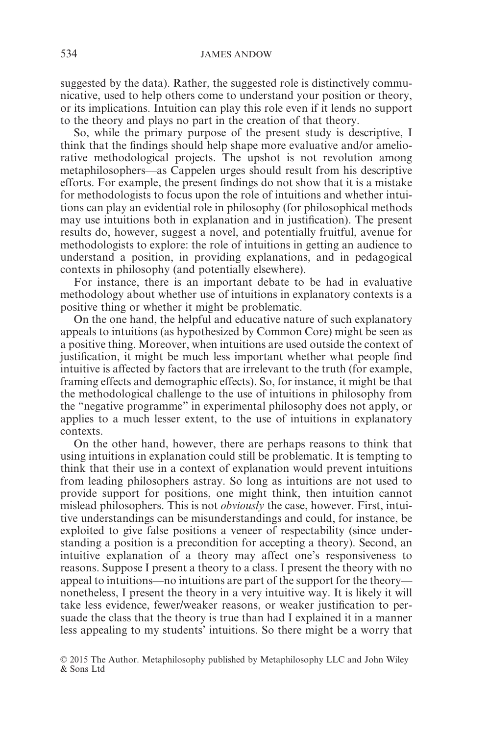suggested by the data). Rather, the suggested role is distinctively communicative, used to help others come to understand your position or theory, or its implications. Intuition can play this role even if it lends no support to the theory and plays no part in the creation of that theory.

So, while the primary purpose of the present study is descriptive, I think that the findings should help shape more evaluative and/or ameliorative methodological projects. The upshot is not revolution among metaphilosophers—as Cappelen urges should result from his descriptive efforts. For example, the present findings do not show that it is a mistake for methodologists to focus upon the role of intuitions and whether intuitions can play an evidential role in philosophy (for philosophical methods may use intuitions both in explanation and in justification). The present results do, however, suggest a novel, and potentially fruitful, avenue for methodologists to explore: the role of intuitions in getting an audience to understand a position, in providing explanations, and in pedagogical contexts in philosophy (and potentially elsewhere).

For instance, there is an important debate to be had in evaluative methodology about whether use of intuitions in explanatory contexts is a positive thing or whether it might be problematic.

On the one hand, the helpful and educative nature of such explanatory appeals to intuitions (as hypothesized by Common Core) might be seen as a positive thing. Moreover, when intuitions are used outside the context of justification, it might be much less important whether what people find intuitive is affected by factors that are irrelevant to the truth (for example, framing effects and demographic effects). So, for instance, it might be that the methodological challenge to the use of intuitions in philosophy from the "negative programme" in experimental philosophy does not apply, or applies to a much lesser extent, to the use of intuitions in explanatory contexts.

On the other hand, however, there are perhaps reasons to think that using intuitions in explanation could still be problematic. It is tempting to think that their use in a context of explanation would prevent intuitions from leading philosophers astray. So long as intuitions are not used to provide support for positions, one might think, then intuition cannot mislead philosophers. This is not *obviously* the case, however. First, intuitive understandings can be misunderstandings and could, for instance, be exploited to give false positions a veneer of respectability (since understanding a position is a precondition for accepting a theory). Second, an intuitive explanation of a theory may affect one's responsiveness to reasons. Suppose I present a theory to a class. I present the theory with no appeal to intuitions—no intuitions are part of the support for the theory—nonetheless, I present the theory in a very intuitive way. It is likely it will take less evidence, fewer/weaker reasons, or weaker justification to persuade the class that the theory is true than had I explained it in a manner less appealing to my students' intuitions. So there might be a worry that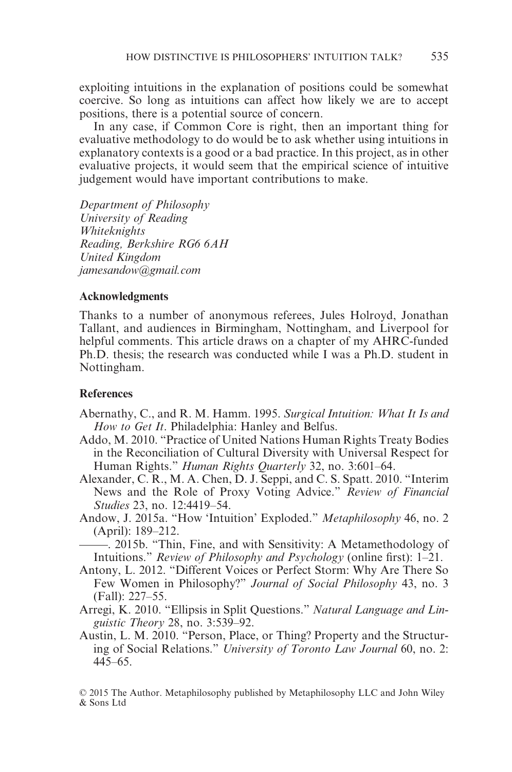exploiting intuitions in the explanation of positions could be somewhat coercive. So long as intuitions can affect how likely we are to accept positions, there is a potential source of concern.

In any case, if Common Core is right, then an important thing for evaluative methodology to do would be to ask whether using intuitions in explanatory contexts is a good or a bad practice. In this project, as in other evaluative projects, it would seem that the empirical science of intuitive judgement would have important contributions to make.

*Department of Philosophy*
*University of Reading*
*Whiteknights*
*Reading, Berkshire RG6 6AH*
*United Kingdom*
*jamesandow@gmail.com*

## Acknowledgments

Thanks to a number of anonymous referees, Jules Holroyd, Jonathan Tallant, and audiences in Birmingham, Nottingham, and Liverpool for helpful comments. This article draws on a chapter of my AHRC-funded Ph.D. thesis; the research was conducted while I was a Ph.D. student in Nottingham.

## References

Abernathy, C., and R. M. Hamm. 1995. *Surgical Intuition: What It Is and How to Get It*. Philadelphia: Hanley and Belfus.

Addo, M. 2010. "Practice of United Nations Human Rights Treaty Bodies in the Reconciliation of Cultural Diversity with Universal Respect for Human Rights." *Human Rights Quarterly* 32, no. 3:601–64.

Alexander, C. R., M. A. Chen, D. J. Seppi, and C. S. Spatt. 2010. "Interim News and the Role of Proxy Voting Advice." *Review of Financial Studies* 23, no. 12:4419–54.

Andow, J. 2015a. "How 'Intuition' Exploded." *Metaphilosophy* 46, no. 2 (April): 189–212.

———. 2015b. "Thin, Fine, and with Sensitivity: A Metamethodology of Intuitions." *Review of Philosophy and Psychology* (online first): 1–21.

Antony, L. 2012. "Different Voices or Perfect Storm: Why Are There So Few Women in Philosophy?" *Journal of Social Philosophy* 43, no. 3 (Fall): 227–55.

Arregi, K. 2010. "Ellipsis in Split Questions." *Natural Language and Linguistic Theory* 28, no. 3:539–92.

Austin, L. M. 2010. "Person, Place, or Thing? Property and the Structuring of Social Relations." *University of Toronto Law Journal* 60, no. 2: 445–65.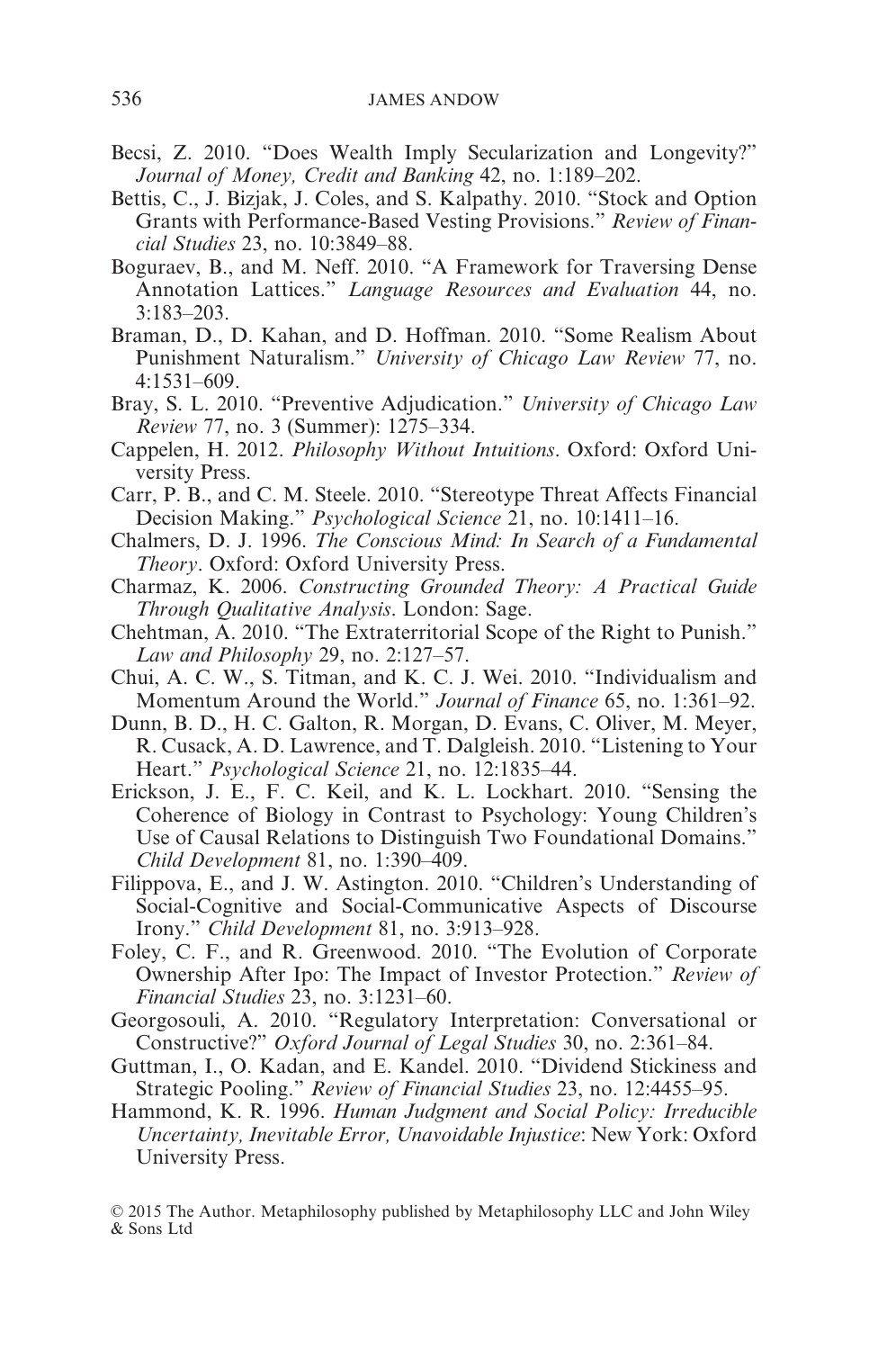Becsi, Z. 2010. "Does Wealth Imply Secularization and Longevity?" *Journal of Money, Credit and Banking* 42, no. 1:189–202.

Bettis, C., J. Bizjak, J. Coles, and S. Kalpathy. 2010. "Stock and Option Grants with Performance-Based Vesting Provisions." *Review of Financial Studies* 23, no. 10:3849–88.

Boguraev, B., and M. Neff. 2010. "A Framework for Traversing Dense Annotation Lattices." *Language Resources and Evaluation* 44, no. 3:183–203.

Braman, D., D. Kahan, and D. Hoffman. 2010. "Some Realism About Punishment Naturalism." *University of Chicago Law Review* 77, no. 4:1531–609.

Bray, S. L. 2010. "Preventive Adjudication." *University of Chicago Law Review* 77, no. 3 (Summer): 1275–334.

Cappelen, H. 2012. *Philosophy Without Intuitions*. Oxford: Oxford University Press.

Carr, P. B., and C. M. Steele. 2010. "Stereotype Threat Affects Financial Decision Making." *Psychological Science* 21, no. 10:1411–16.

Chalmers, D. J. 1996. *The Conscious Mind: In Search of a Fundamental Theory*. Oxford: Oxford University Press.

Charmaz, K. 2006. *Constructing Grounded Theory: A Practical Guide Through Qualitative Analysis*. London: Sage.

Chehtman, A. 2010. "The Extraterritorial Scope of the Right to Punish." *Law and Philosophy* 29, no. 2:127–57.

Chui, A. C. W., S. Titman, and K. C. J. Wei. 2010. "Individualism and Momentum Around the World." *Journal of Finance* 65, no. 1:361–92.

Dunn, B. D., H. C. Galton, R. Morgan, D. Evans, C. Oliver, M. Meyer, R. Cusack, A. D. Lawrence, and T. Dalgleish. 2010. "Listening to Your Heart." *Psychological Science* 21, no. 12:1835–44.

Erickson, J. E., F. C. Keil, and K. L. Lockhart. 2010. "Sensing the Coherence of Biology in Contrast to Psychology: Young Children's Use of Causal Relations to Distinguish Two Foundational Domains." *Child Development* 81, no. 1:390–409.

Filippova, E., and J. W. Astington. 2010. "Children's Understanding of Social-Cognitive and Social-Communicative Aspects of Discourse Irony." *Child Development* 81, no. 3:913–928.

Foley, C. F., and R. Greenwood. 2010. "The Evolution of Corporate Ownership After Ipo: The Impact of Investor Protection." *Review of Financial Studies* 23, no. 3:1231–60.

Georgosouli, A. 2010. "Regulatory Interpretation: Conversational or Constructive?" *Oxford Journal of Legal Studies* 30, no. 2:361–84.

Guttman, I., O. Kadan, and E. Kandel. 2010. "Dividend Stickiness and Strategic Pooling." *Review of Financial Studies* 23, no. 12:4455–95.

Hammond, K. R. 1996. *Human Judgment and Social Policy: Irreducible Uncertainty, Inevitable Error, Unavoidable Injustice*: New York: Oxford University Press.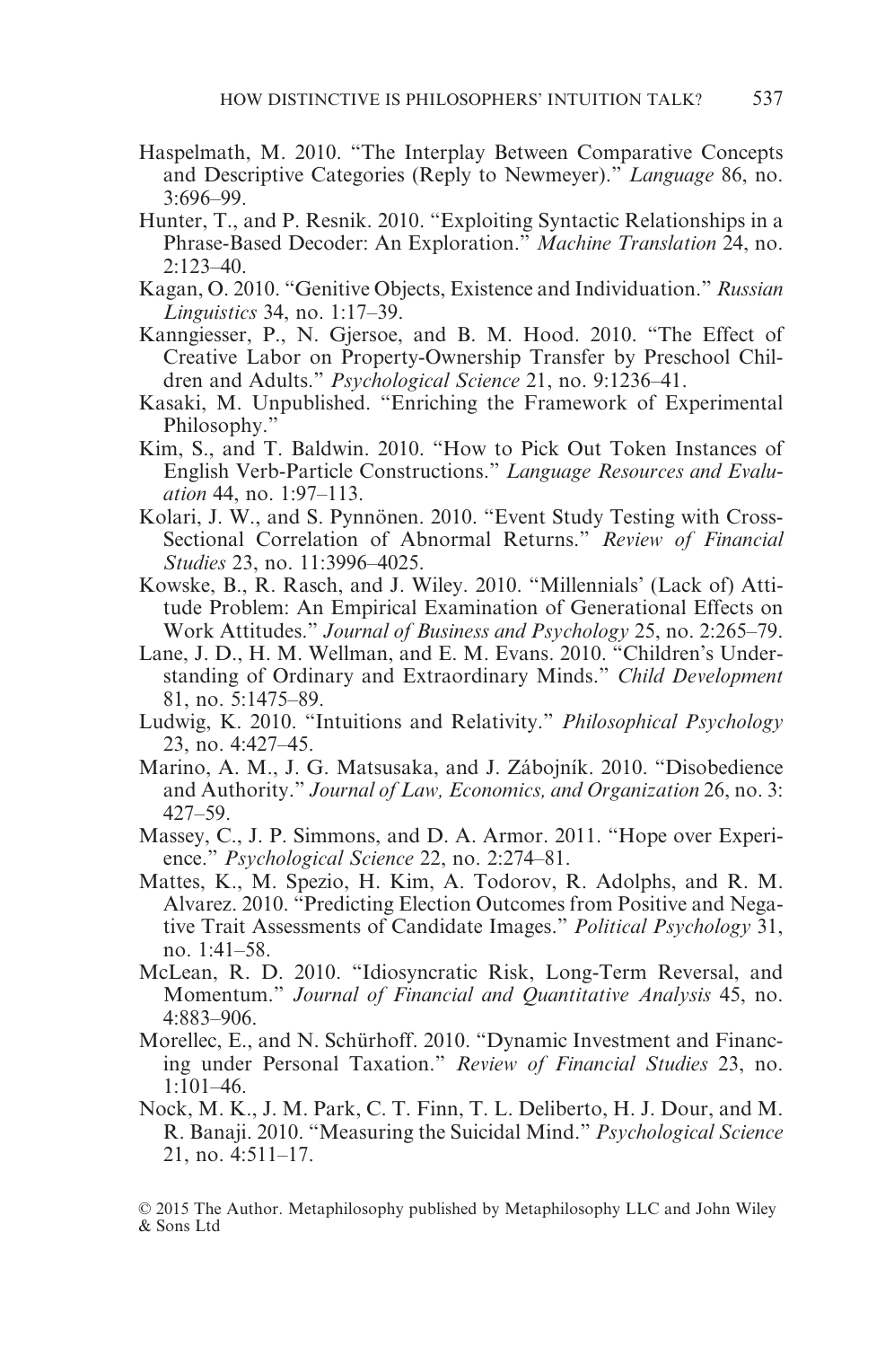Haspelmath, M. 2010. "The Interplay Between Comparative Concepts and Descriptive Categories (Reply to Newmeyer)." *Language* 86, no. 3:696–99.

Hunter, T., and P. Resnik. 2010. "Exploiting Syntactic Relationships in a Phrase-Based Decoder: An Exploration." *Machine Translation* 24, no. 2:123–40.

Kagan, O. 2010. "Genitive Objects, Existence and Individuation." *Russian Linguistics* 34, no. 1:17–39.

Kanngiesser, P., N. Gjersoe, and B. M. Hood. 2010. "The Effect of Creative Labor on Property-Ownership Transfer by Preschool Children and Adults." *Psychological Science* 21, no. 9:1236–41.

Kasaki, M. Unpublished. "Enriching the Framework of Experimental Philosophy."

Kim, S., and T. Baldwin. 2010. "How to Pick Out Token Instances of English Verb-Particle Constructions." *Language Resources and Evaluation* 44, no. 1:97–113.

Kolari, J. W., and S. Pynnönen. 2010. "Event Study Testing with Cross-Sectional Correlation of Abnormal Returns." *Review of Financial Studies* 23, no. 11:3996–4025.

Kowske, B., R. Rasch, and J. Wiley. 2010. "Millennials' (Lack of) Attitude Problem: An Empirical Examination of Generational Effects on Work Attitudes." *Journal of Business and Psychology* 25, no. 2:265–79.

Lane, J. D., H. M. Wellman, and E. M. Evans. 2010. "Children's Understanding of Ordinary and Extraordinary Minds." *Child Development* 81, no. 5:1475–89.

Ludwig, K. 2010. "Intuitions and Relativity." *Philosophical Psychology* 23, no. 4:427–45.

Marino, A. M., J. G. Matsusaka, and J. Zábojník. 2010. "Disobedience and Authority." *Journal of Law, Economics, and Organization* 26, no. 3: 427–59.

Massey, C., J. P. Simmons, and D. A. Armor. 2011. "Hope over Experience." *Psychological Science* 22, no. 2:274–81.

Mattes, K., M. Spezio, H. Kim, A. Todorov, R. Adolphs, and R. M. Alvarez. 2010. "Predicting Election Outcomes from Positive and Negative Trait Assessments of Candidate Images." *Political Psychology* 31, no. 1:41–58.

McLean, R. D. 2010. "Idiosyncratic Risk, Long-Term Reversal, and Momentum." *Journal of Financial and Quantitative Analysis* 45, no. 4:883–906.

Morellec, E., and N. Schürhoff. 2010. "Dynamic Investment and Financing under Personal Taxation." *Review of Financial Studies* 23, no. 1:101–46.

Nock, M. K., J. M. Park, C. T. Finn, T. L. Deliberto, H. J. Dour, and M. R. Banaji. 2010. "Measuring the Suicidal Mind." *Psychological Science* 21, no. 4:511–17.

© 2015 The Author. Metaphilosophy published by Metaphilosophy LLC and John Wiley & Sons Ltd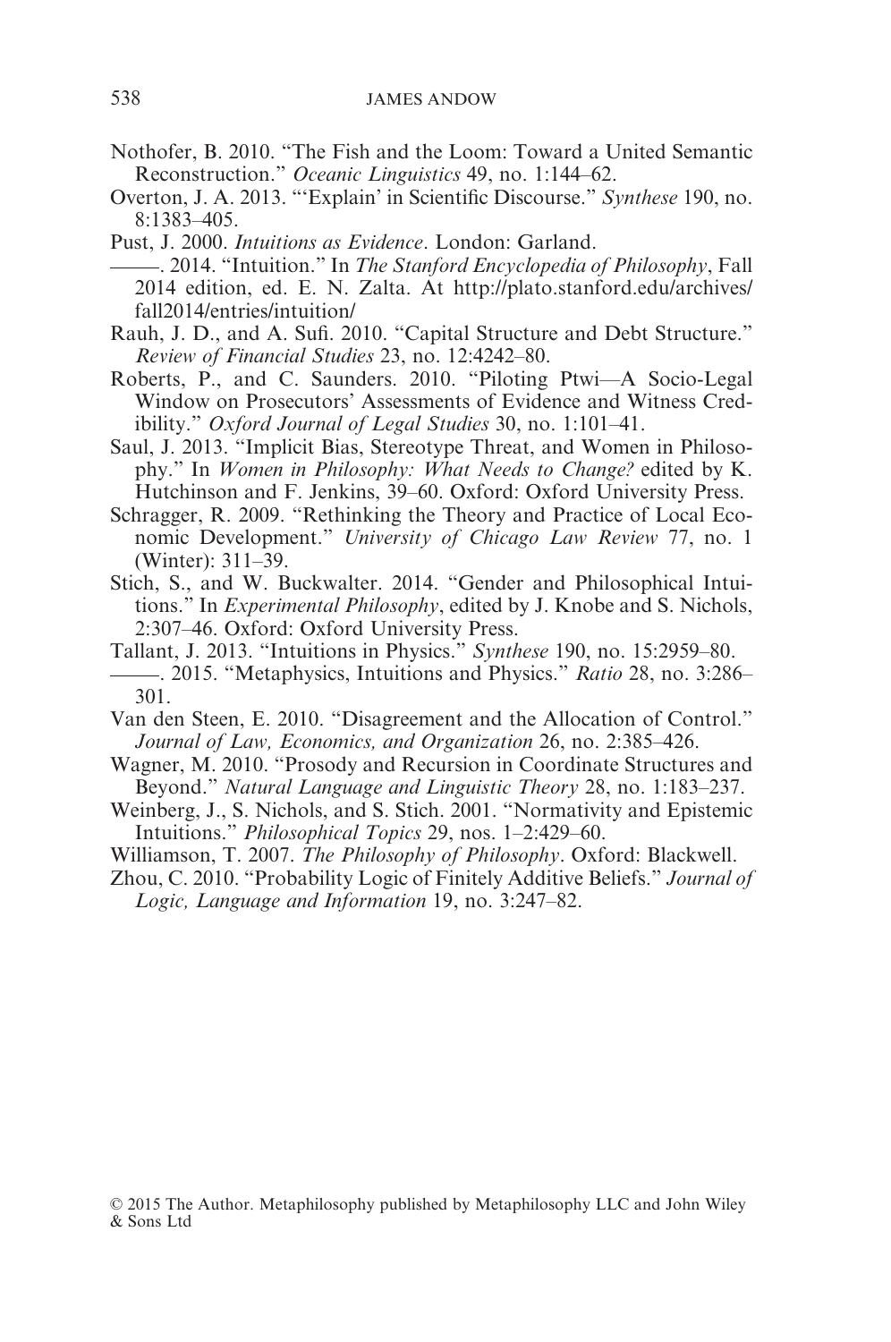Nothofer, B. 2010. "The Fish and the Loom: Toward a United Semantic Reconstruction." *Oceanic Linguistics* 49, no. 1:144–62.

Overton, J. A. 2013. "'Explain' in Scientific Discourse." *Synthese* 190, no. 8:1383–405.

Pust, J. 2000. *Intuitions as Evidence*. London: Garland.

———. 2014. "Intuition." In *The Stanford Encyclopedia of Philosophy*, Fall 2014 edition, ed. E. N. Zalta. At http://plato.stanford.edu/archives/fall2014/entries/intuition/

Rauh, J. D., and A. Sufi. 2010. "Capital Structure and Debt Structure." *Review of Financial Studies* 23, no. 12:4242–80.

Roberts, P., and C. Saunders. 2010. "Piloting Ptwi—A Socio-Legal Window on Prosecutors' Assessments of Evidence and Witness Credibility." *Oxford Journal of Legal Studies* 30, no. 1:101–41.

Saul, J. 2013. "Implicit Bias, Stereotype Threat, and Women in Philosophy." In *Women in Philosophy: What Needs to Change?* edited by K. Hutchinson and F. Jenkins, 39–60. Oxford: Oxford University Press.

Schragger, R. 2009. "Rethinking the Theory and Practice of Local Economic Development." *University of Chicago Law Review* 77, no. 1 (Winter): 311–39.

Stich, S., and W. Buckwalter. 2014. "Gender and Philosophical Intuitions." In *Experimental Philosophy*, edited by J. Knobe and S. Nichols, 2:307–46. Oxford: Oxford University Press.

Tallant, J. 2013. "Intuitions in Physics." *Synthese* 190, no. 15:2959–80.

———. 2015. "Metaphysics, Intuitions and Physics." *Ratio* 28, no. 3:286–301.

Van den Steen, E. 2010. "Disagreement and the Allocation of Control." *Journal of Law, Economics, and Organization* 26, no. 2:385–426.

Wagner, M. 2010. "Prosody and Recursion in Coordinate Structures and Beyond." *Natural Language and Linguistic Theory* 28, no. 1:183–237.

Weinberg, J., S. Nichols, and S. Stich. 2001. "Normativity and Epistemic Intuitions." *Philosophical Topics* 29, nos. 1–2:429–60.

Williamson, T. 2007. *The Philosophy of Philosophy*. Oxford: Blackwell.

Zhou, C. 2010. "Probability Logic of Finitely Additive Beliefs." *Journal of Logic, Language and Information* 19, no. 3:247–82.